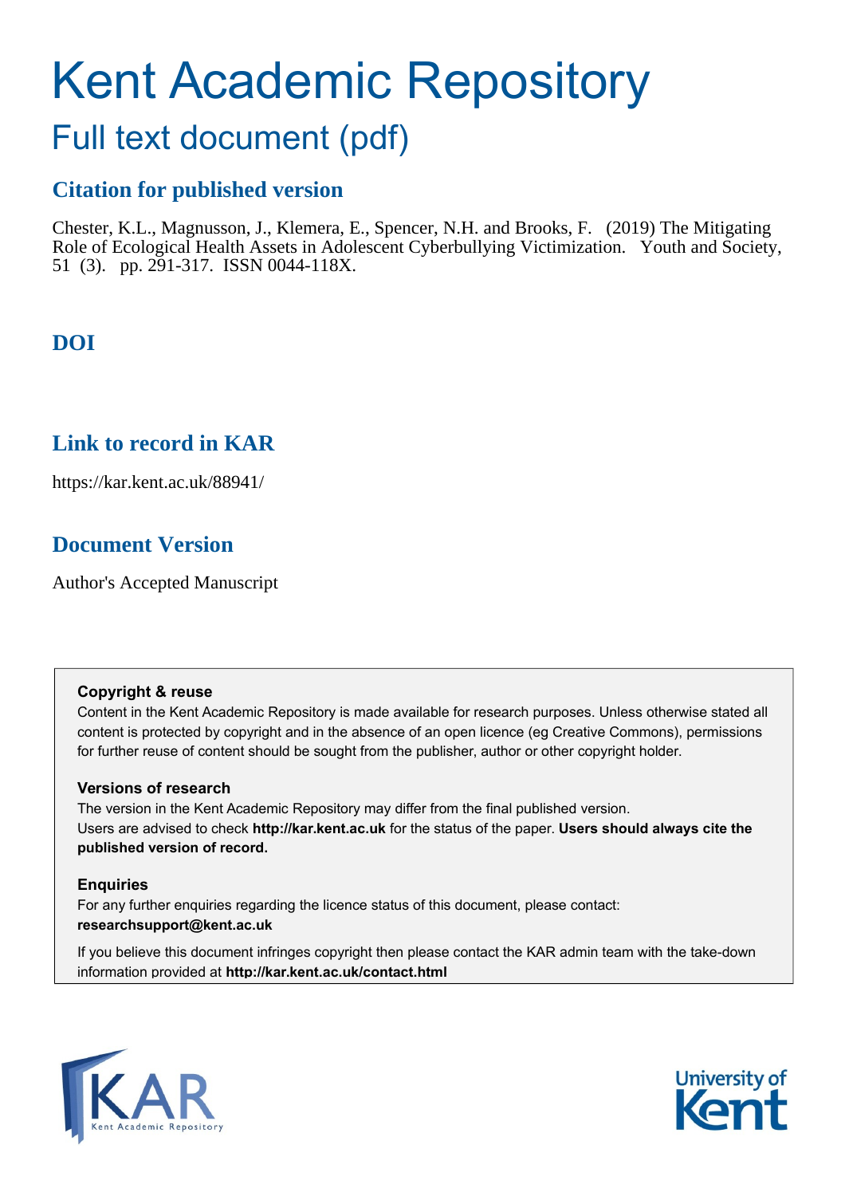# Kent Academic Repository

## Full text document (pdf)

### Citation for published version

Chester, K.L., Magnusson, J., Klemera, E., Spencer, N.H. and Brooks, F. (2019) The Mitigating Role of Ecological Health Assets in Adolescent Cyberbullying Victimization. Youth and Society, 51 (3). pp. 291-317. ISSN 0044-118X.

### DOI

### Link to record in KAR

https://kar.kent.ac.uk/88941/

### Document Version

Author's Accepted Manuscript

**Copyright & reuse**

Content in the Kent Academic Repository is made available for research purposes. Unless otherwise stated all content is protected by copyright and in the absence of an open licence (eg Creative Commons), permissions for further reuse of content should be sought from the publisher, author or other copyright holder.

**Versions of research**

The version in the Kent Academic Repository may differ from the final published version. Users are advised to check **http://kar.kent.ac.uk** for the status of the paper. **Users should always cite the published version of record.**

**Enquiries**

For any further enquiries regarding the licence status of this document, please contact: **researchsupport@kent.ac.uk**

If you believe this document infringes copyright then please contact the KAR admin team with the take-down information provided at **http://kar.kent.ac.uk/contact.html**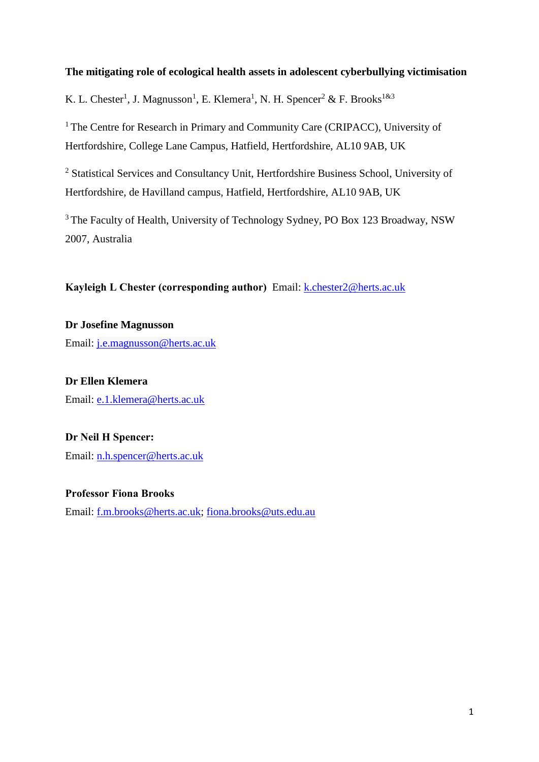**The mitigating role of ecological health assets in adolescent cyberbullying victimisation**

K. L. Chester[1], J. Magnusson[1], E. Klemera[1], N. H. Spencer[2] & F. Brooks[1&3]

[1] The Centre for Research in Primary and Community Care (CRIPACC), University of Hertfordshire, College Lane Campus, Hatfield, Hertfordshire, AL10 9AB, UK

[2] Statistical Services and Consultancy Unit, Hertfordshire Business School, University of Hertfordshire, de Havilland campus, Hatfield, Hertfordshire, AL10 9AB, UK

[3] The Faculty of Health, University of Technology Sydney, PO Box 123 Broadway, NSW 2007, Australia

**Kayleigh L Chester (corresponding author)** Email: k.chester2@herts.ac.uk

**Dr Josefine Magnusson**
Email: j.e.magnusson@herts.ac.uk

**Dr Ellen Klemera**
Email: e.1.klemera@herts.ac.uk

**Dr Neil H Spencer:**
Email: n.h.spencer@herts.ac.uk

**Professor Fiona Brooks**
Email: f.m.brooks@herts.ac.uk; fiona.brooks@uts.edu.au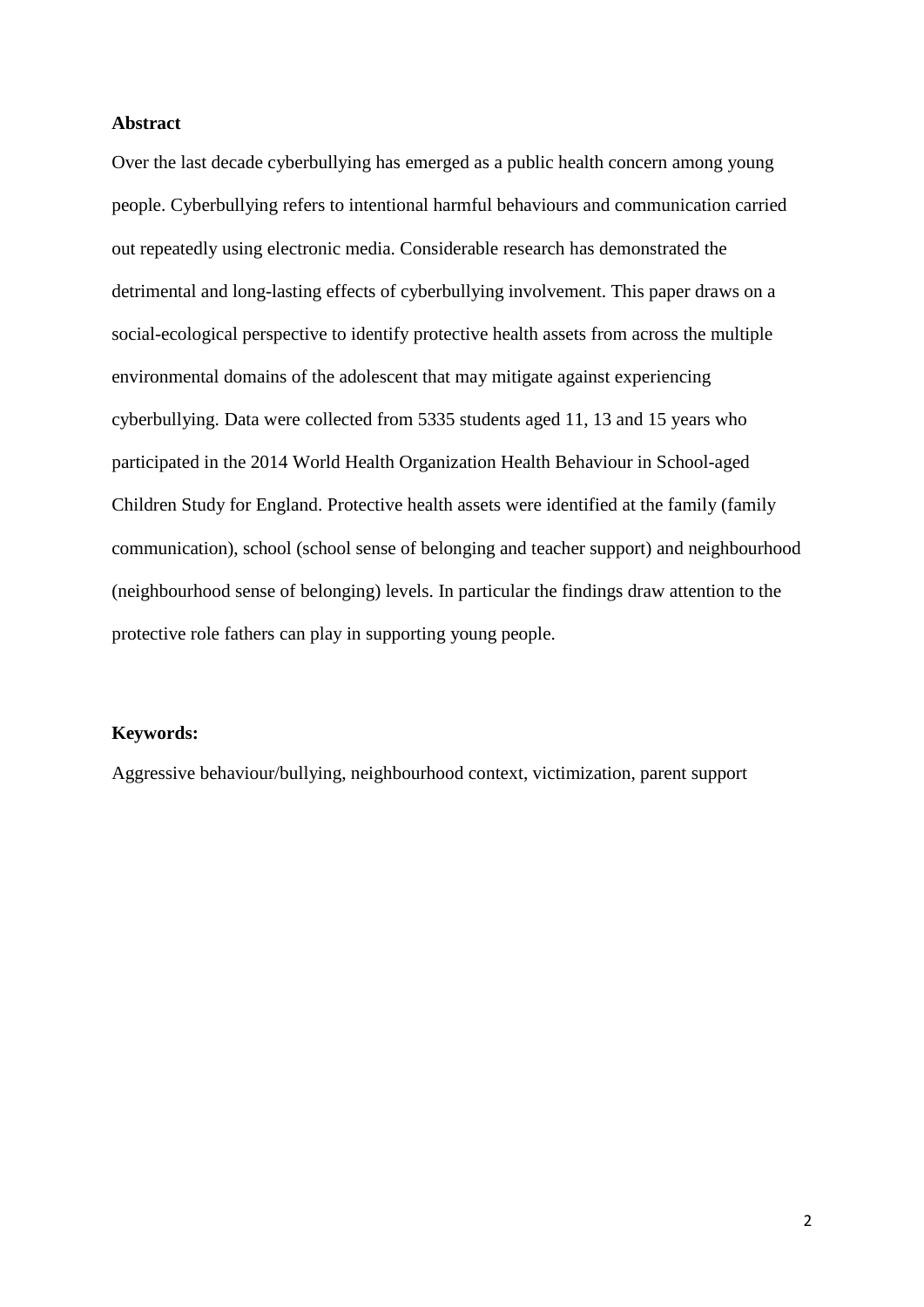**Abstract**

Over the last decade cyberbullying has emerged as a public health concern among young people. Cyberbullying refers to intentional harmful behaviours and communication carried out repeatedly using electronic media. Considerable research has demonstrated the detrimental and long-lasting effects of cyberbullying involvement. This paper draws on a social-ecological perspective to identify protective health assets from across the multiple environmental domains of the adolescent that may mitigate against experiencing cyberbullying. Data were collected from 5335 students aged 11, 13 and 15 years who participated in the 2014 World Health Organization Health Behaviour in School-aged Children Study for England. Protective health assets were identified at the family (family communication), school (school sense of belonging and teacher support) and neighbourhood (neighbourhood sense of belonging) levels. In particular the findings draw attention to the protective role fathers can play in supporting young people.

**Keywords:**

Aggressive behaviour/bullying, neighbourhood context, victimization, parent support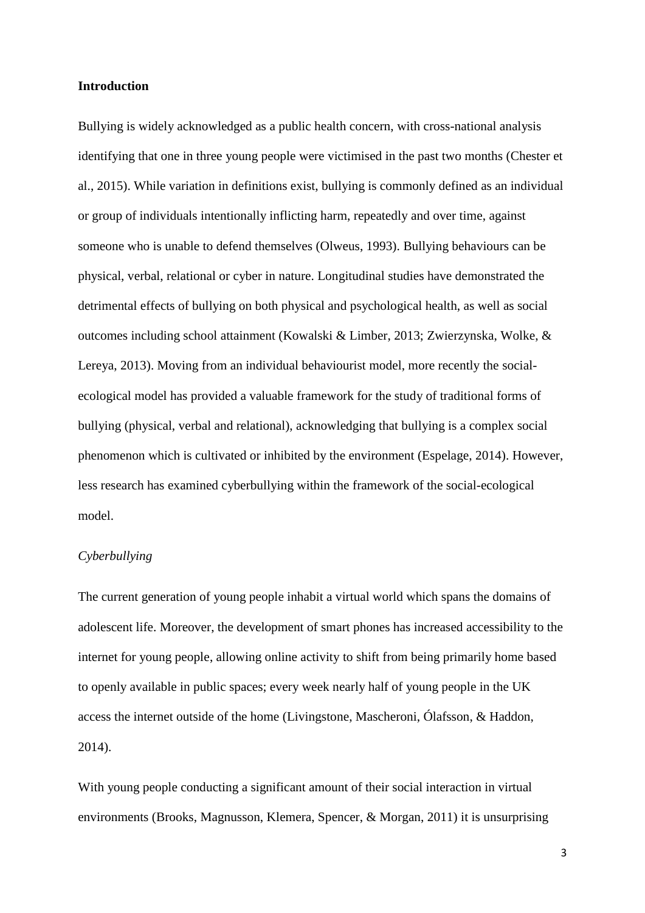## Introduction

Bullying is widely acknowledged as a public health concern, with cross-national analysis identifying that one in three young people were victimised in the past two months (Chester et al., 2015). While variation in definitions exist, bullying is commonly defined as an individual or group of individuals intentionally inflicting harm, repeatedly and over time, against someone who is unable to defend themselves (Olweus, 1993). Bullying behaviours can be physical, verbal, relational or cyber in nature. Longitudinal studies have demonstrated the detrimental effects of bullying on both physical and psychological health, as well as social outcomes including school attainment (Kowalski & Limber, 2013; Zwierzynska, Wolke, & Lereya, 2013). Moving from an individual behaviourist model, more recently the social-ecological model has provided a valuable framework for the study of traditional forms of bullying (physical, verbal and relational), acknowledging that bullying is a complex social phenomenon which is cultivated or inhibited by the environment (Espelage, 2014). However, less research has examined cyberbullying within the framework of the social-ecological model.

### *Cyberbullying*

The current generation of young people inhabit a virtual world which spans the domains of adolescent life. Moreover, the development of smart phones has increased accessibility to the internet for young people, allowing online activity to shift from being primarily home based to openly available in public spaces; every week nearly half of young people in the UK access the internet outside of the home (Livingstone, Mascheroni, Ólafsson, & Haddon, 2014).

With young people conducting a significant amount of their social interaction in virtual environments (Brooks, Magnusson, Klemera, Spencer, & Morgan, 2011) it is unsurprising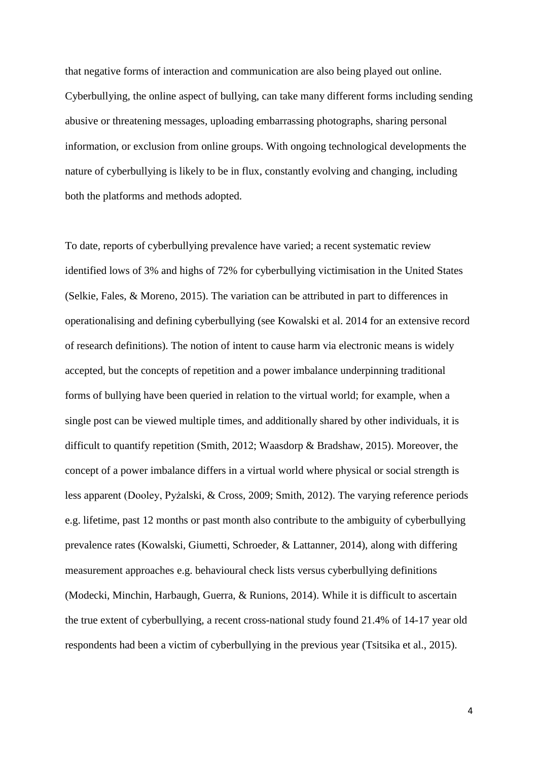that negative forms of interaction and communication are also being played out online. Cyberbullying, the online aspect of bullying, can take many different forms including sending abusive or threatening messages, uploading embarrassing photographs, sharing personal information, or exclusion from online groups. With ongoing technological developments the nature of cyberbullying is likely to be in flux, constantly evolving and changing, including both the platforms and methods adopted.

To date, reports of cyberbullying prevalence have varied; a recent systematic review identified lows of 3% and highs of 72% for cyberbullying victimisation in the United States (Selkie, Fales, & Moreno, 2015). The variation can be attributed in part to differences in operationalising and defining cyberbullying (see Kowalski et al. 2014 for an extensive record of research definitions). The notion of intent to cause harm via electronic means is widely accepted, but the concepts of repetition and a power imbalance underpinning traditional forms of bullying have been queried in relation to the virtual world; for example, when a single post can be viewed multiple times, and additionally shared by other individuals, it is difficult to quantify repetition (Smith, 2012; Waasdorp & Bradshaw, 2015). Moreover, the concept of a power imbalance differs in a virtual world where physical or social strength is less apparent (Dooley, Pyżalski, & Cross, 2009; Smith, 2012). The varying reference periods e.g. lifetime, past 12 months or past month also contribute to the ambiguity of cyberbullying prevalence rates (Kowalski, Giumetti, Schroeder, & Lattanner, 2014), along with differing measurement approaches e.g. behavioural check lists versus cyberbullying definitions (Modecki, Minchin, Harbaugh, Guerra, & Runions, 2014). While it is difficult to ascertain the true extent of cyberbullying, a recent cross-national study found 21.4% of 14-17 year old respondents had been a victim of cyberbullying in the previous year (Tsitsika et al., 2015).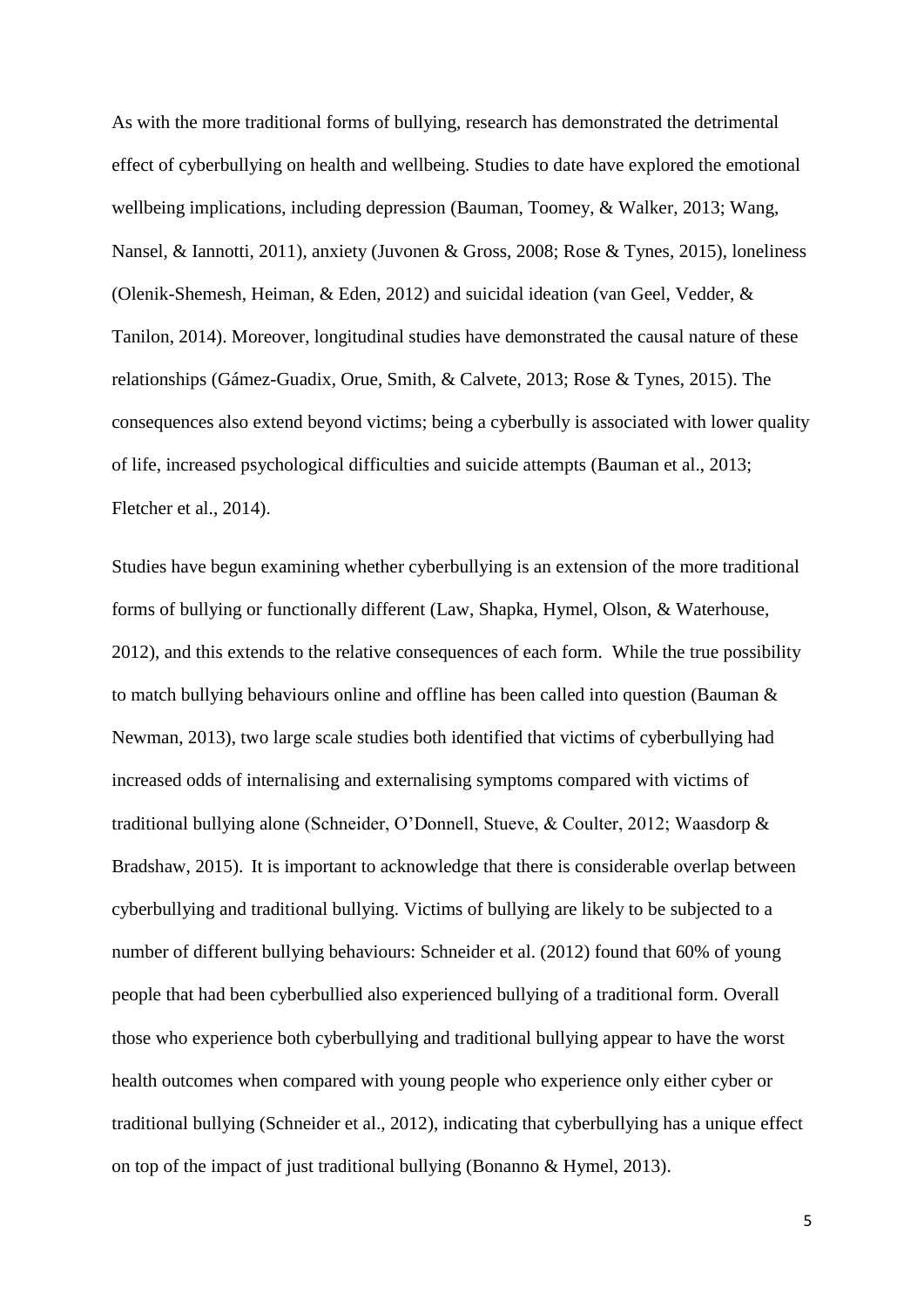As with the more traditional forms of bullying, research has demonstrated the detrimental effect of cyberbullying on health and wellbeing. Studies to date have explored the emotional wellbeing implications, including depression (Bauman, Toomey, & Walker, 2013; Wang, Nansel, & Iannotti, 2011), anxiety (Juvonen & Gross, 2008; Rose & Tynes, 2015), loneliness (Olenik-Shemesh, Heiman, & Eden, 2012) and suicidal ideation (van Geel, Vedder, & Tanilon, 2014). Moreover, longitudinal studies have demonstrated the causal nature of these relationships (Gámez-Guadix, Orue, Smith, & Calvete, 2013; Rose & Tynes, 2015). The consequences also extend beyond victims; being a cyberbully is associated with lower quality of life, increased psychological difficulties and suicide attempts (Bauman et al., 2013; Fletcher et al., 2014).

Studies have begun examining whether cyberbullying is an extension of the more traditional forms of bullying or functionally different (Law, Shapka, Hymel, Olson, & Waterhouse, 2012), and this extends to the relative consequences of each form. While the true possibility to match bullying behaviours online and offline has been called into question (Bauman & Newman, 2013), two large scale studies both identified that victims of cyberbullying had increased odds of internalising and externalising symptoms compared with victims of traditional bullying alone (Schneider, O'Donnell, Stueve, & Coulter, 2012; Waasdorp & Bradshaw, 2015). It is important to acknowledge that there is considerable overlap between cyberbullying and traditional bullying. Victims of bullying are likely to be subjected to a number of different bullying behaviours: Schneider et al. (2012) found that 60% of young people that had been cyberbullied also experienced bullying of a traditional form. Overall those who experience both cyberbullying and traditional bullying appear to have the worst health outcomes when compared with young people who experience only either cyber or traditional bullying (Schneider et al., 2012), indicating that cyberbullying has a unique effect on top of the impact of just traditional bullying (Bonanno & Hymel, 2013).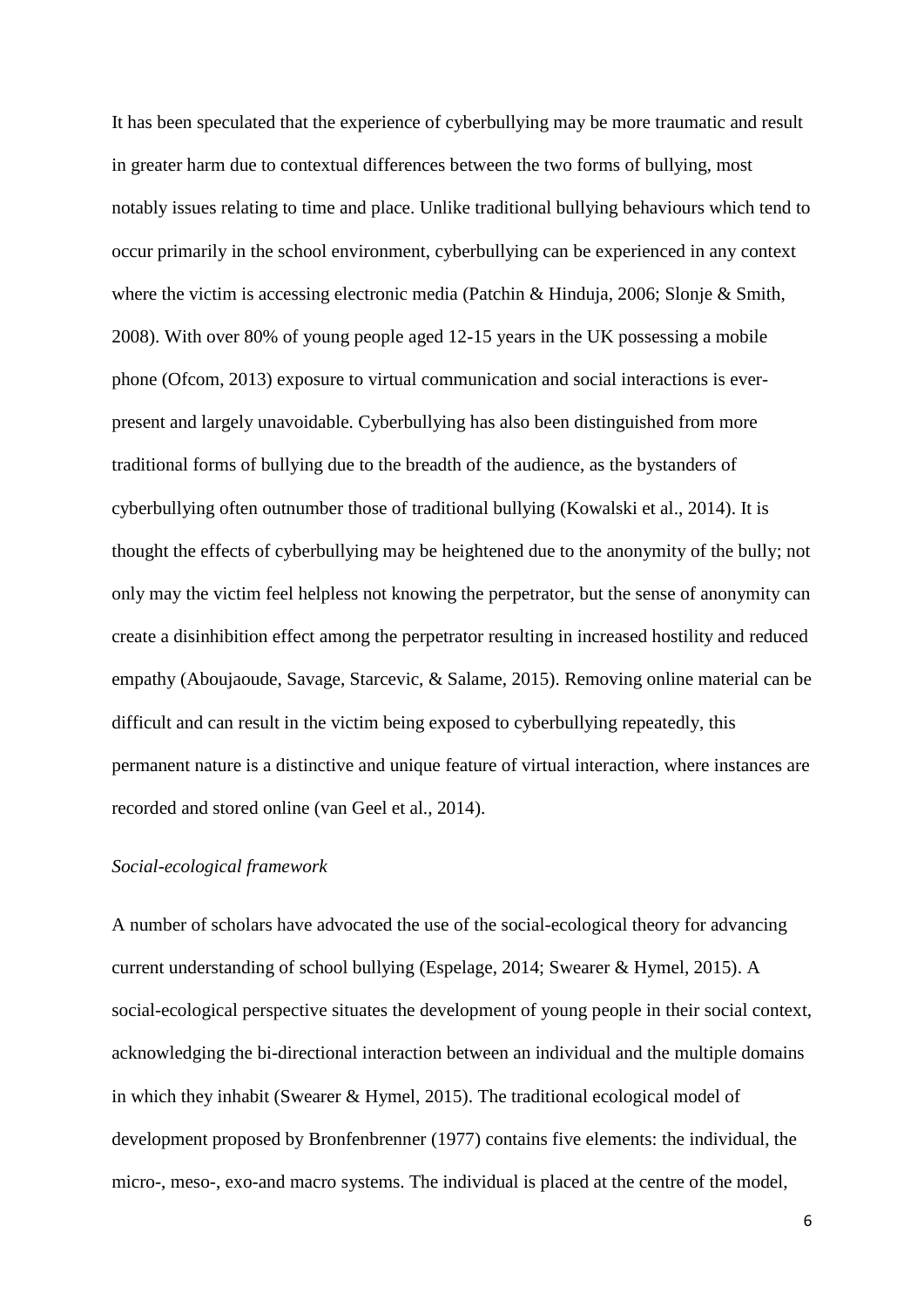It has been speculated that the experience of cyberbullying may be more traumatic and result in greater harm due to contextual differences between the two forms of bullying, most notably issues relating to time and place. Unlike traditional bullying behaviours which tend to occur primarily in the school environment, cyberbullying can be experienced in any context where the victim is accessing electronic media (Patchin & Hinduja, 2006; Slonje & Smith, 2008). With over 80% of young people aged 12-15 years in the UK possessing a mobile phone (Ofcom, 2013) exposure to virtual communication and social interactions is ever-present and largely unavoidable. Cyberbullying has also been distinguished from more traditional forms of bullying due to the breadth of the audience, as the bystanders of cyberbullying often outnumber those of traditional bullying (Kowalski et al., 2014). It is thought the effects of cyberbullying may be heightened due to the anonymity of the bully; not only may the victim feel helpless not knowing the perpetrator, but the sense of anonymity can create a disinhibition effect among the perpetrator resulting in increased hostility and reduced empathy (Aboujaoude, Savage, Starcevic, & Salame, 2015). Removing online material can be difficult and can result in the victim being exposed to cyberbullying repeatedly, this permanent nature is a distinctive and unique feature of virtual interaction, where instances are recorded and stored online (van Geel et al., 2014).

*Social-ecological framework*

A number of scholars have advocated the use of the social-ecological theory for advancing current understanding of school bullying (Espelage, 2014; Swearer & Hymel, 2015). A social-ecological perspective situates the development of young people in their social context, acknowledging the bi-directional interaction between an individual and the multiple domains in which they inhabit (Swearer & Hymel, 2015). The traditional ecological model of development proposed by Bronfenbrenner (1977) contains five elements: the individual, the micro-, meso-, exo-and macro systems. The individual is placed at the centre of the model,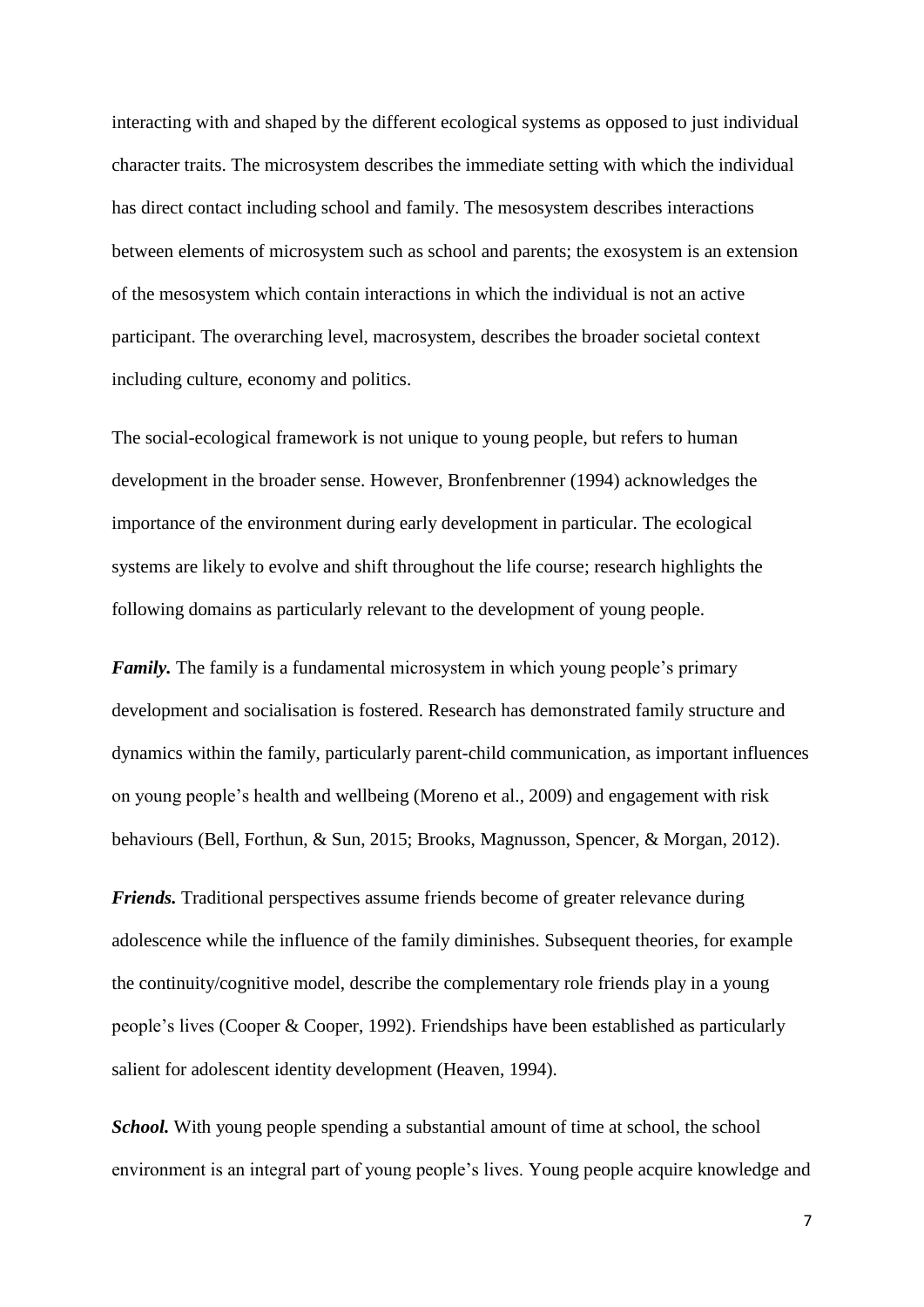interacting with and shaped by the different ecological systems as opposed to just individual character traits. The microsystem describes the immediate setting with which the individual has direct contact including school and family. The mesosystem describes interactions between elements of microsystem such as school and parents; the exosystem is an extension of the mesosystem which contain interactions in which the individual is not an active participant. The overarching level, macrosystem, describes the broader societal context including culture, economy and politics.

The social-ecological framework is not unique to young people, but refers to human development in the broader sense. However, Bronfenbrenner (1994) acknowledges the importance of the environment during early development in particular. The ecological systems are likely to evolve and shift throughout the life course; research highlights the following domains as particularly relevant to the development of young people.

***Family.*** The family is a fundamental microsystem in which young people's primary development and socialisation is fostered. Research has demonstrated family structure and dynamics within the family, particularly parent-child communication, as important influences on young people's health and wellbeing (Moreno et al., 2009) and engagement with risk behaviours (Bell, Forthun, & Sun, 2015; Brooks, Magnusson, Spencer, & Morgan, 2012).

***Friends.*** Traditional perspectives assume friends become of greater relevance during adolescence while the influence of the family diminishes. Subsequent theories, for example the continuity/cognitive model, describe the complementary role friends play in a young people's lives (Cooper & Cooper, 1992). Friendships have been established as particularly salient for adolescent identity development (Heaven, 1994).

***School.*** With young people spending a substantial amount of time at school, the school environment is an integral part of young people's lives. Young people acquire knowledge and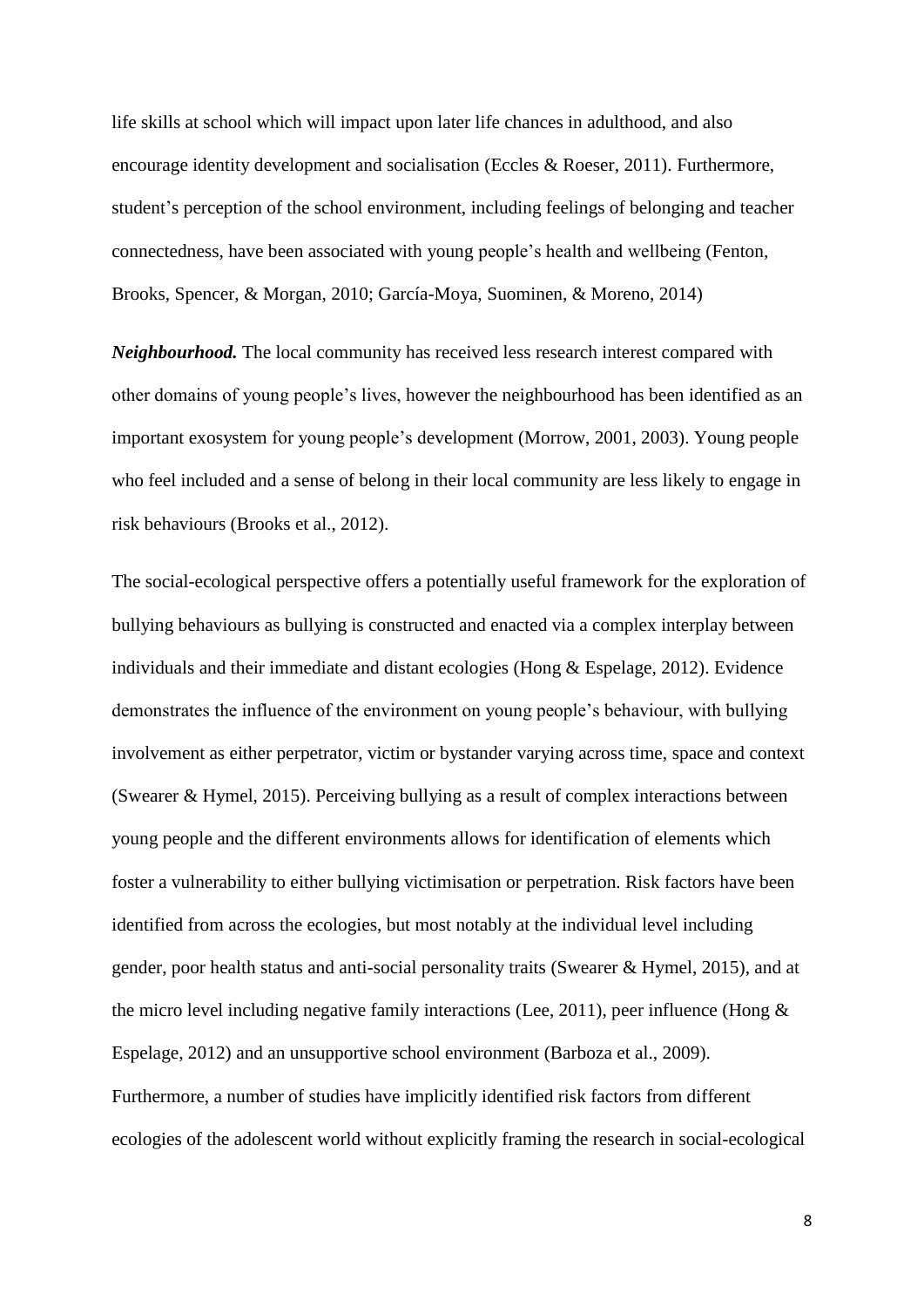life skills at school which will impact upon later life chances in adulthood, and also encourage identity development and socialisation (Eccles & Roeser, 2011). Furthermore, student's perception of the school environment, including feelings of belonging and teacher connectedness, have been associated with young people's health and wellbeing (Fenton, Brooks, Spencer, & Morgan, 2010; García-Moya, Suominen, & Moreno, 2014)

***Neighbourhood.*** The local community has received less research interest compared with other domains of young people's lives, however the neighbourhood has been identified as an important exosystem for young people's development (Morrow, 2001, 2003). Young people who feel included and a sense of belong in their local community are less likely to engage in risk behaviours (Brooks et al., 2012).

The social-ecological perspective offers a potentially useful framework for the exploration of bullying behaviours as bullying is constructed and enacted via a complex interplay between individuals and their immediate and distant ecologies (Hong & Espelage, 2012). Evidence demonstrates the influence of the environment on young people's behaviour, with bullying involvement as either perpetrator, victim or bystander varying across time, space and context (Swearer & Hymel, 2015). Perceiving bullying as a result of complex interactions between young people and the different environments allows for identification of elements which foster a vulnerability to either bullying victimisation or perpetration. Risk factors have been identified from across the ecologies, but most notably at the individual level including gender, poor health status and anti-social personality traits (Swearer & Hymel, 2015), and at the micro level including negative family interactions (Lee, 2011), peer influence (Hong & Espelage, 2012) and an unsupportive school environment (Barboza et al., 2009). Furthermore, a number of studies have implicitly identified risk factors from different ecologies of the adolescent world without explicitly framing the research in social-ecological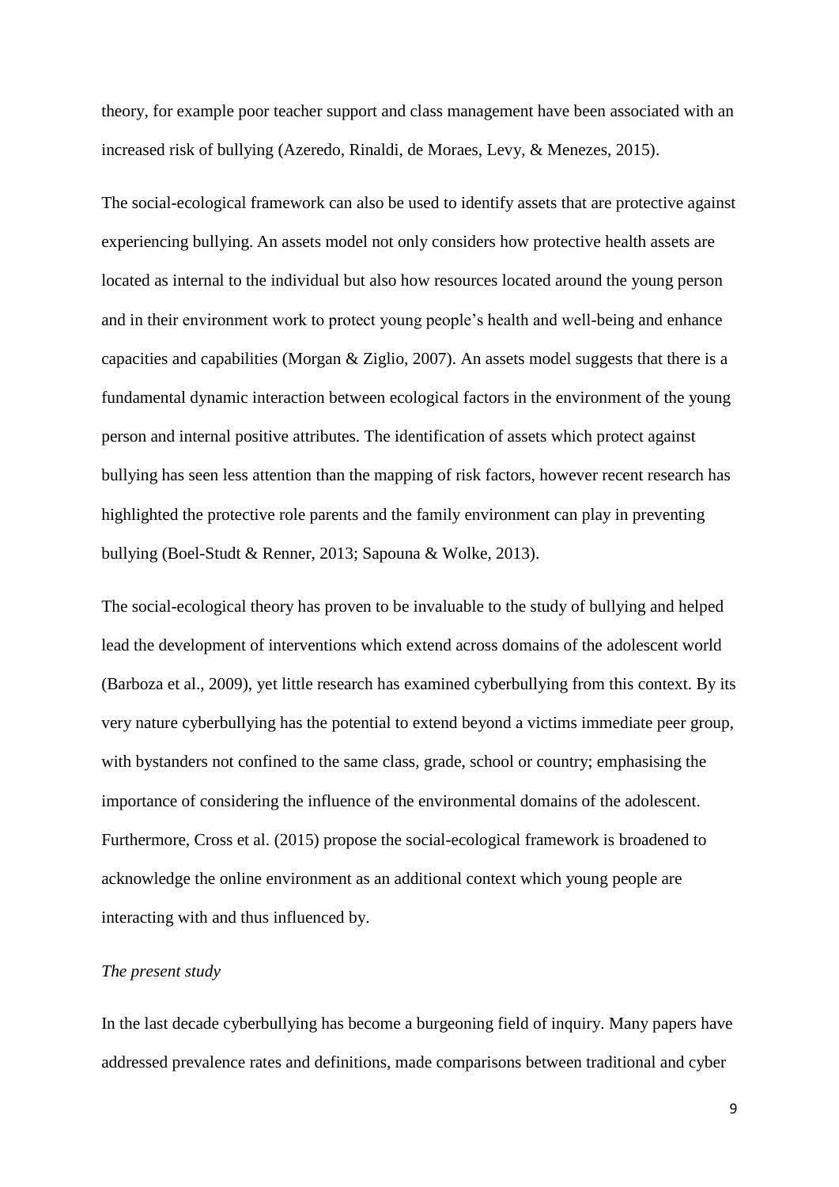theory, for example poor teacher support and class management have been associated with an increased risk of bullying (Azeredo, Rinaldi, de Moraes, Levy, & Menezes, 2015).

The social-ecological framework can also be used to identify assets that are protective against experiencing bullying. An assets model not only considers how protective health assets are located as internal to the individual but also how resources located around the young person and in their environment work to protect young people's health and well-being and enhance capacities and capabilities (Morgan & Ziglio, 2007). An assets model suggests that there is a fundamental dynamic interaction between ecological factors in the environment of the young person and internal positive attributes. The identification of assets which protect against bullying has seen less attention than the mapping of risk factors, however recent research has highlighted the protective role parents and the family environment can play in preventing bullying (Boel-Studt & Renner, 2013; Sapouna & Wolke, 2013).

The social-ecological theory has proven to be invaluable to the study of bullying and helped lead the development of interventions which extend across domains of the adolescent world (Barboza et al., 2009), yet little research has examined cyberbullying from this context. By its very nature cyberbullying has the potential to extend beyond a victims immediate peer group, with bystanders not confined to the same class, grade, school or country; emphasising the importance of considering the influence of the environmental domains of the adolescent. Furthermore, Cross et al. (2015) propose the social-ecological framework is broadened to acknowledge the online environment as an additional context which young people are interacting with and thus influenced by.

*The present study*

In the last decade cyberbullying has become a burgeoning field of inquiry. Many papers have addressed prevalence rates and definitions, made comparisons between traditional and cyber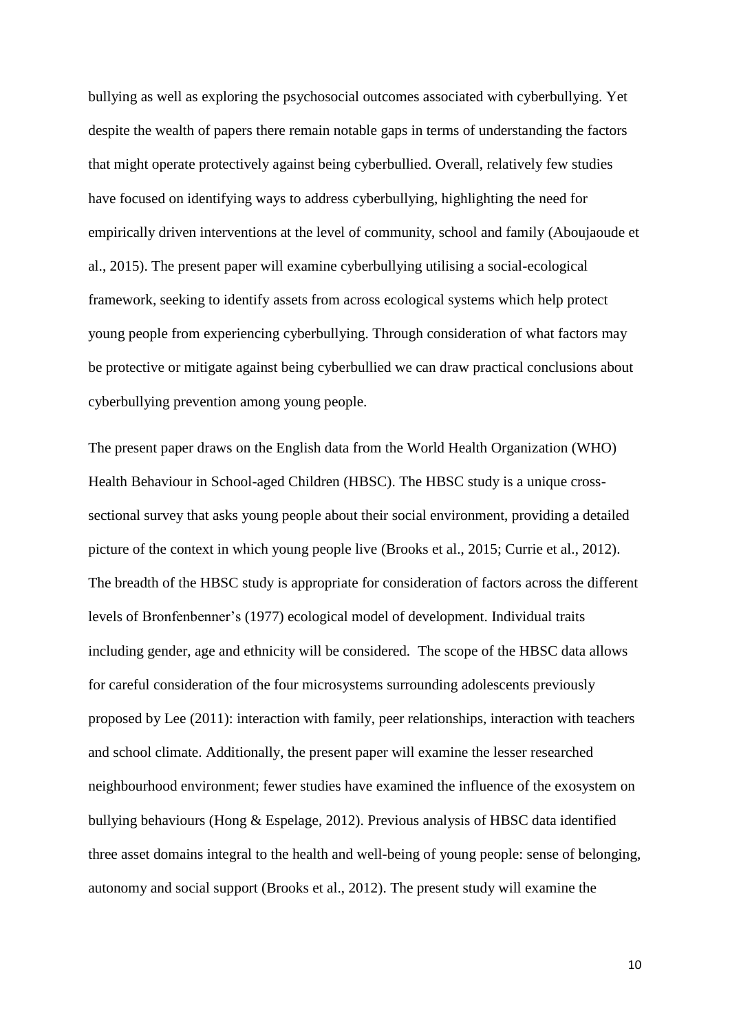bullying as well as exploring the psychosocial outcomes associated with cyberbullying. Yet despite the wealth of papers there remain notable gaps in terms of understanding the factors that might operate protectively against being cyberbullied. Overall, relatively few studies have focused on identifying ways to address cyberbullying, highlighting the need for empirically driven interventions at the level of community, school and family (Aboujaoude et al., 2015). The present paper will examine cyberbullying utilising a social-ecological framework, seeking to identify assets from across ecological systems which help protect young people from experiencing cyberbullying. Through consideration of what factors may be protective or mitigate against being cyberbullied we can draw practical conclusions about cyberbullying prevention among young people.

The present paper draws on the English data from the World Health Organization (WHO) Health Behaviour in School-aged Children (HBSC). The HBSC study is a unique cross-sectional survey that asks young people about their social environment, providing a detailed picture of the context in which young people live (Brooks et al., 2015; Currie et al., 2012). The breadth of the HBSC study is appropriate for consideration of factors across the different levels of Bronfenbenner's (1977) ecological model of development. Individual traits including gender, age and ethnicity will be considered. The scope of the HBSC data allows for careful consideration of the four microsystems surrounding adolescents previously proposed by Lee (2011): interaction with family, peer relationships, interaction with teachers and school climate. Additionally, the present paper will examine the lesser researched neighbourhood environment; fewer studies have examined the influence of the exosystem on bullying behaviours (Hong & Espelage, 2012). Previous analysis of HBSC data identified three asset domains integral to the health and well-being of young people: sense of belonging, autonomy and social support (Brooks et al., 2012). The present study will examine the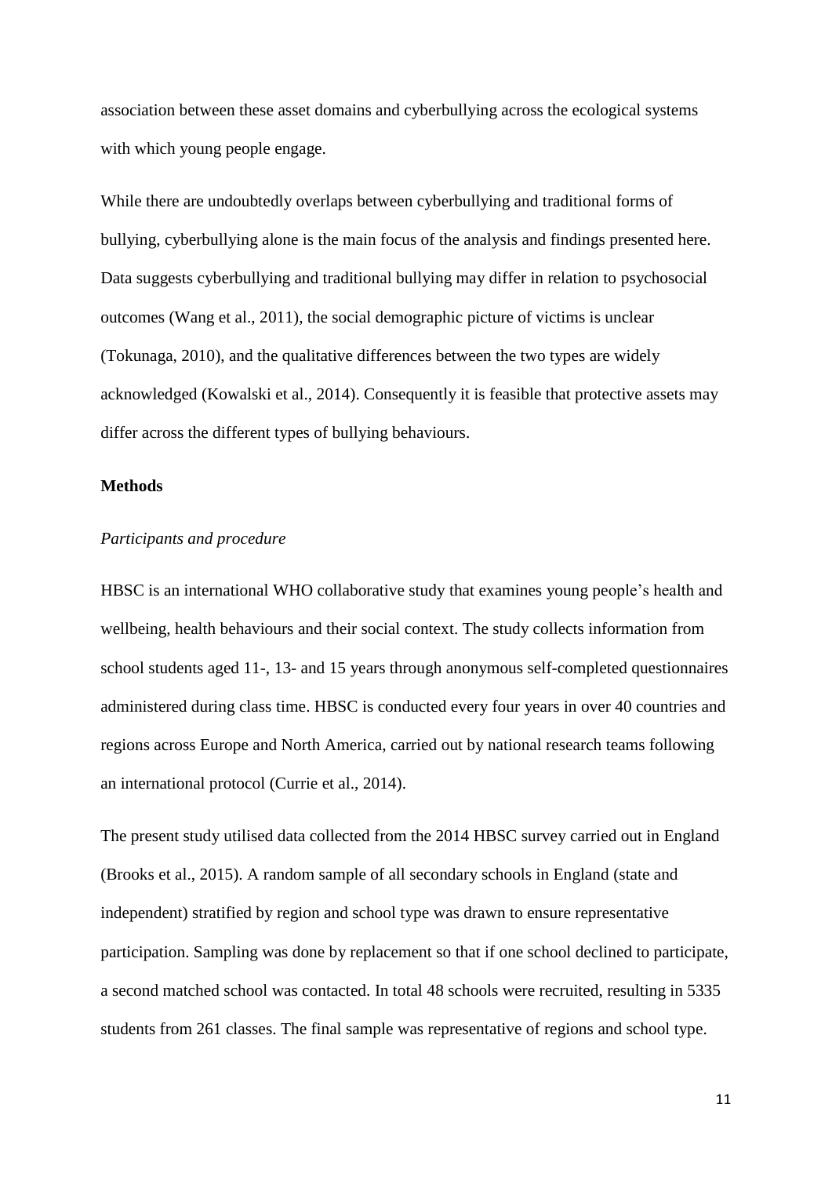association between these asset domains and cyberbullying across the ecological systems with which young people engage.

While there are undoubtedly overlaps between cyberbullying and traditional forms of bullying, cyberbullying alone is the main focus of the analysis and findings presented here. Data suggests cyberbullying and traditional bullying may differ in relation to psychosocial outcomes (Wang et al., 2011), the social demographic picture of victims is unclear (Tokunaga, 2010), and the qualitative differences between the two types are widely acknowledged (Kowalski et al., 2014). Consequently it is feasible that protective assets may differ across the different types of bullying behaviours.

## Methods

### *Participants and procedure*

HBSC is an international WHO collaborative study that examines young people's health and wellbeing, health behaviours and their social context. The study collects information from school students aged 11-, 13- and 15 years through anonymous self-completed questionnaires administered during class time. HBSC is conducted every four years in over 40 countries and regions across Europe and North America, carried out by national research teams following an international protocol (Currie et al., 2014).

The present study utilised data collected from the 2014 HBSC survey carried out in England (Brooks et al., 2015). A random sample of all secondary schools in England (state and independent) stratified by region and school type was drawn to ensure representative participation. Sampling was done by replacement so that if one school declined to participate, a second matched school was contacted. In total 48 schools were recruited, resulting in 5335 students from 261 classes. The final sample was representative of regions and school type.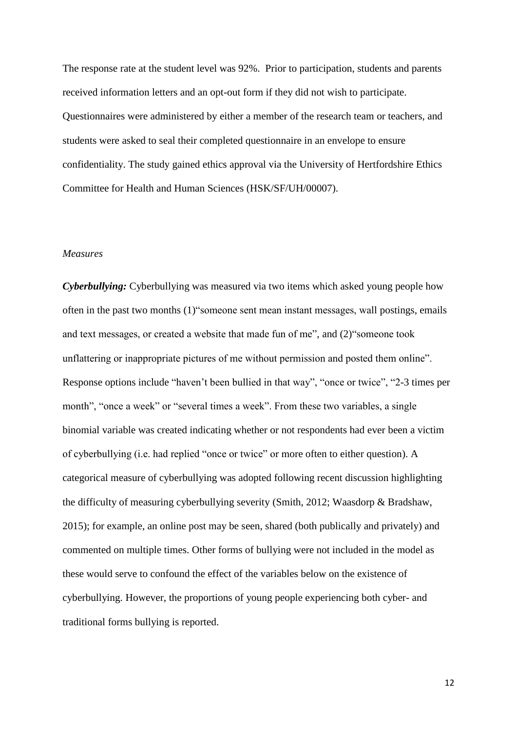The response rate at the student level was 92%. Prior to participation, students and parents received information letters and an opt-out form if they did not wish to participate. Questionnaires were administered by either a member of the research team or teachers, and students were asked to seal their completed questionnaire in an envelope to ensure confidentiality. The study gained ethics approval via the University of Hertfordshire Ethics Committee for Health and Human Sciences (HSK/SF/UH/00007).

*Measures*

***Cyberbullying:*** Cyberbullying was measured via two items which asked young people how often in the past two months (1)"someone sent mean instant messages, wall postings, emails and text messages, or created a website that made fun of me", and (2)"someone took unflattering or inappropriate pictures of me without permission and posted them online". Response options include "haven't been bullied in that way", "once or twice", "2-3 times per month", "once a week" or "several times a week". From these two variables, a single binomial variable was created indicating whether or not respondents had ever been a victim of cyberbullying (i.e. had replied "once or twice" or more often to either question). A categorical measure of cyberbullying was adopted following recent discussion highlighting the difficulty of measuring cyberbullying severity (Smith, 2012; Waasdorp & Bradshaw, 2015); for example, an online post may be seen, shared (both publically and privately) and commented on multiple times. Other forms of bullying were not included in the model as these would serve to confound the effect of the variables below on the existence of cyberbullying. However, the proportions of young people experiencing both cyber- and traditional forms bullying is reported.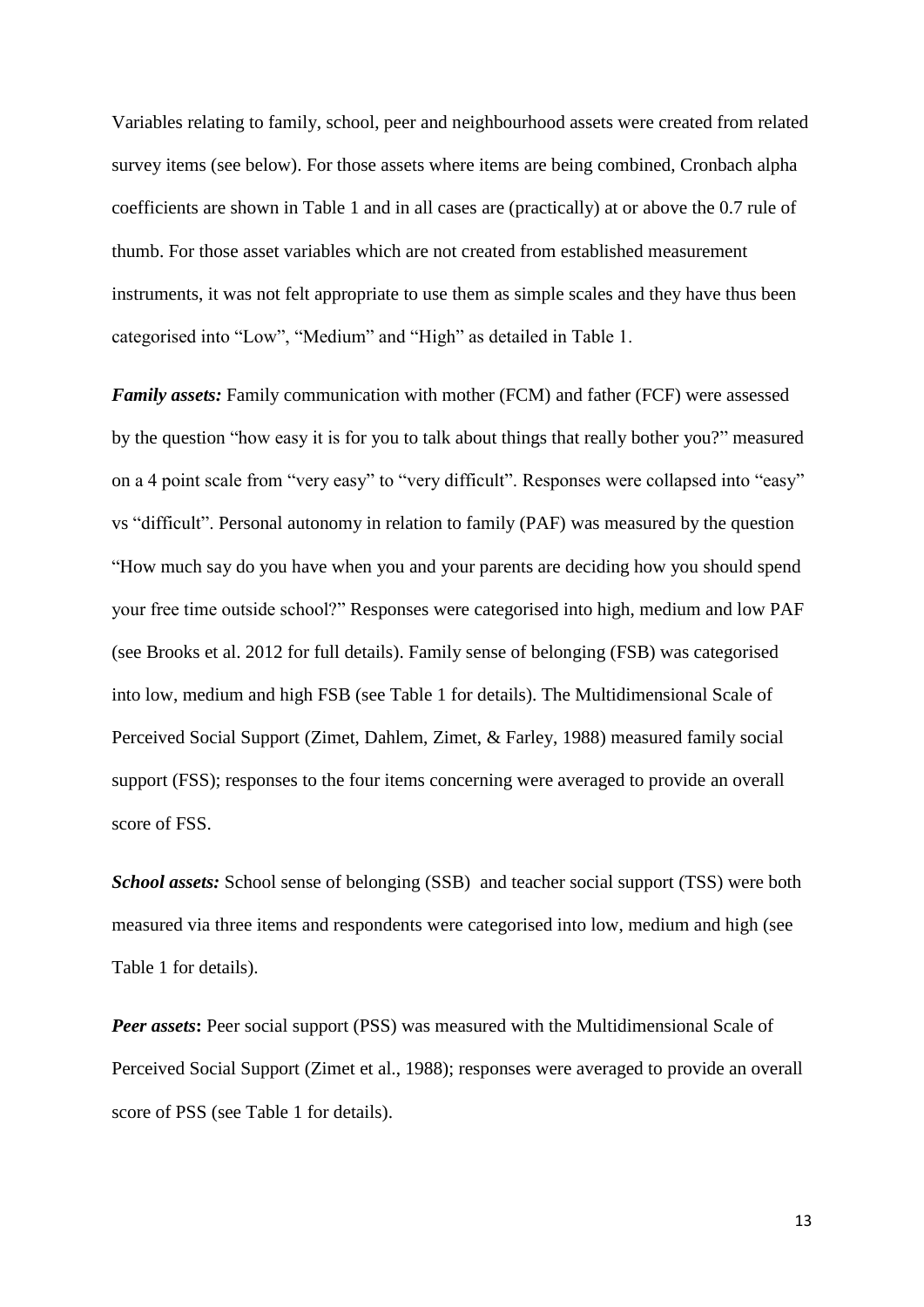Variables relating to family, school, peer and neighbourhood assets were created from related survey items (see below). For those assets where items are being combined, Cronbach alpha coefficients are shown in Table 1 and in all cases are (practically) at or above the 0.7 rule of thumb. For those asset variables which are not created from established measurement instruments, it was not felt appropriate to use them as simple scales and they have thus been categorised into "Low", "Medium" and "High" as detailed in Table 1.

***Family assets:*** Family communication with mother (FCM) and father (FCF) were assessed by the question "how easy it is for you to talk about things that really bother you?" measured on a 4 point scale from "very easy" to "very difficult". Responses were collapsed into "easy" vs "difficult". Personal autonomy in relation to family (PAF) was measured by the question "How much say do you have when you and your parents are deciding how you should spend your free time outside school?" Responses were categorised into high, medium and low PAF (see Brooks et al. 2012 for full details). Family sense of belonging (FSB) was categorised into low, medium and high FSB (see Table 1 for details). The Multidimensional Scale of Perceived Social Support (Zimet, Dahlem, Zimet, & Farley, 1988) measured family social support (FSS); responses to the four items concerning were averaged to provide an overall score of FSS.

***School assets:*** School sense of belonging (SSB) and teacher social support (TSS) were both measured via three items and respondents were categorised into low, medium and high (see Table 1 for details).

***Peer assets*:** Peer social support (PSS) was measured with the Multidimensional Scale of Perceived Social Support (Zimet et al., 1988); responses were averaged to provide an overall score of PSS (see Table 1 for details).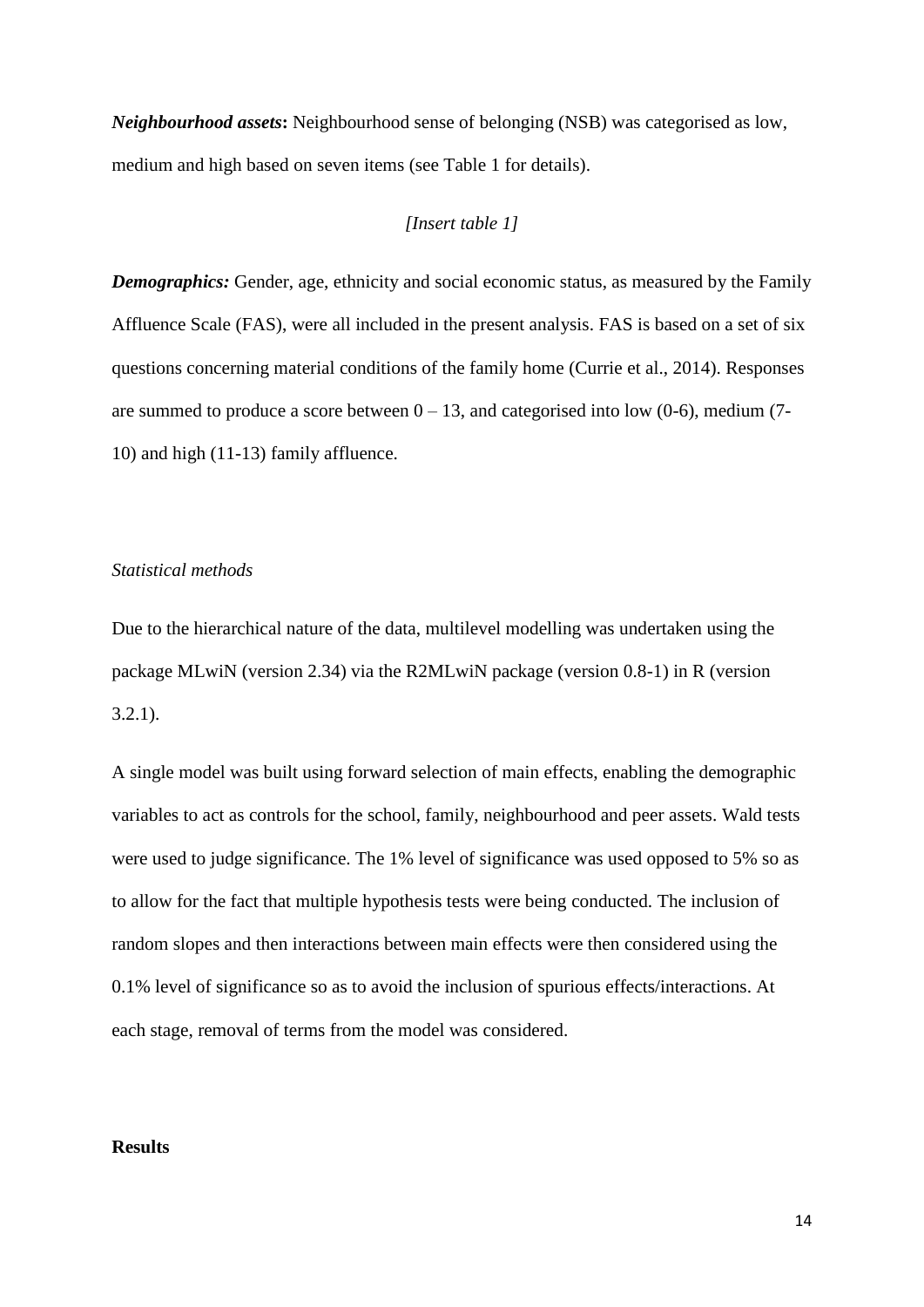***Neighbourhood assets*:** Neighbourhood sense of belonging (NSB) was categorised as low, medium and high based on seven items (see Table 1 for details).

*[Insert table 1]*

***Demographics:*** Gender, age, ethnicity and social economic status, as measured by the Family Affluence Scale (FAS), were all included in the present analysis. FAS is based on a set of six questions concerning material conditions of the family home (Currie et al., 2014). Responses are summed to produce a score between 0 – 13, and categorised into low (0-6), medium (7-10) and high (11-13) family affluence.

*Statistical methods*

Due to the hierarchical nature of the data, multilevel modelling was undertaken using the package MLwiN (version 2.34) via the R2MLwiN package (version 0.8-1) in R (version 3.2.1).

A single model was built using forward selection of main effects, enabling the demographic variables to act as controls for the school, family, neighbourhood and peer assets. Wald tests were used to judge significance. The 1% level of significance was used opposed to 5% so as to allow for the fact that multiple hypothesis tests were being conducted. The inclusion of random slopes and then interactions between main effects were then considered using the 0.1% level of significance so as to avoid the inclusion of spurious effects/interactions. At each stage, removal of terms from the model was considered.

**Results**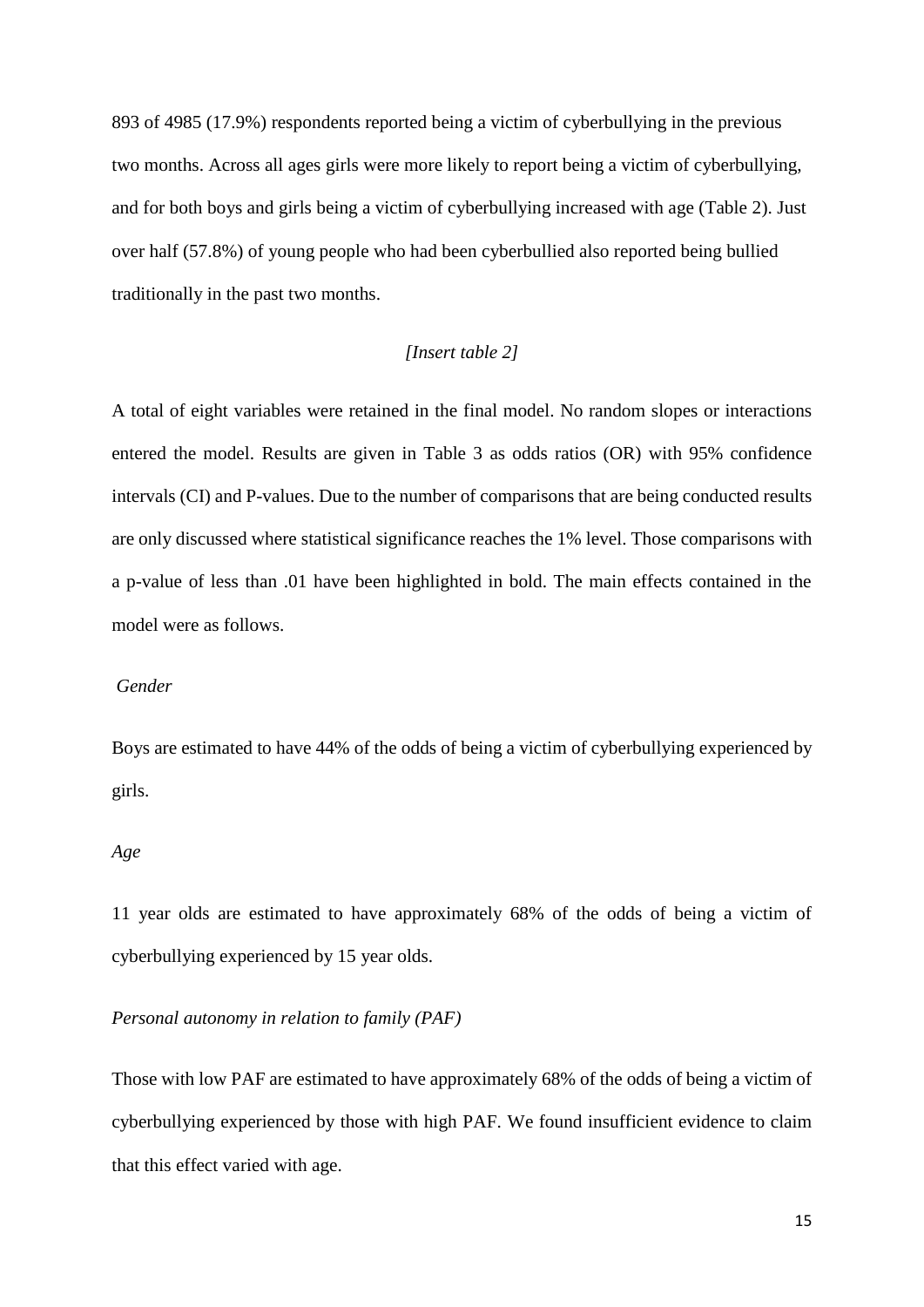893 of 4985 (17.9%) respondents reported being a victim of cyberbullying in the previous two months. Across all ages girls were more likely to report being a victim of cyberbullying, and for both boys and girls being a victim of cyberbullying increased with age (Table 2). Just over half (57.8%) of young people who had been cyberbullied also reported being bullied traditionally in the past two months.

*[Insert table 2]*

A total of eight variables were retained in the final model. No random slopes or interactions entered the model. Results are given in Table 3 as odds ratios (OR) with 95% confidence intervals (CI) and P-values. Due to the number of comparisons that are being conducted results are only discussed where statistical significance reaches the 1% level. Those comparisons with a p-value of less than .01 have been highlighted in bold. The main effects contained in the model were as follows.

*Gender*

Boys are estimated to have 44% of the odds of being a victim of cyberbullying experienced by girls.

*Age*

11 year olds are estimated to have approximately 68% of the odds of being a victim of cyberbullying experienced by 15 year olds.

*Personal autonomy in relation to family (PAF)*

Those with low PAF are estimated to have approximately 68% of the odds of being a victim of cyberbullying experienced by those with high PAF. We found insufficient evidence to claim that this effect varied with age.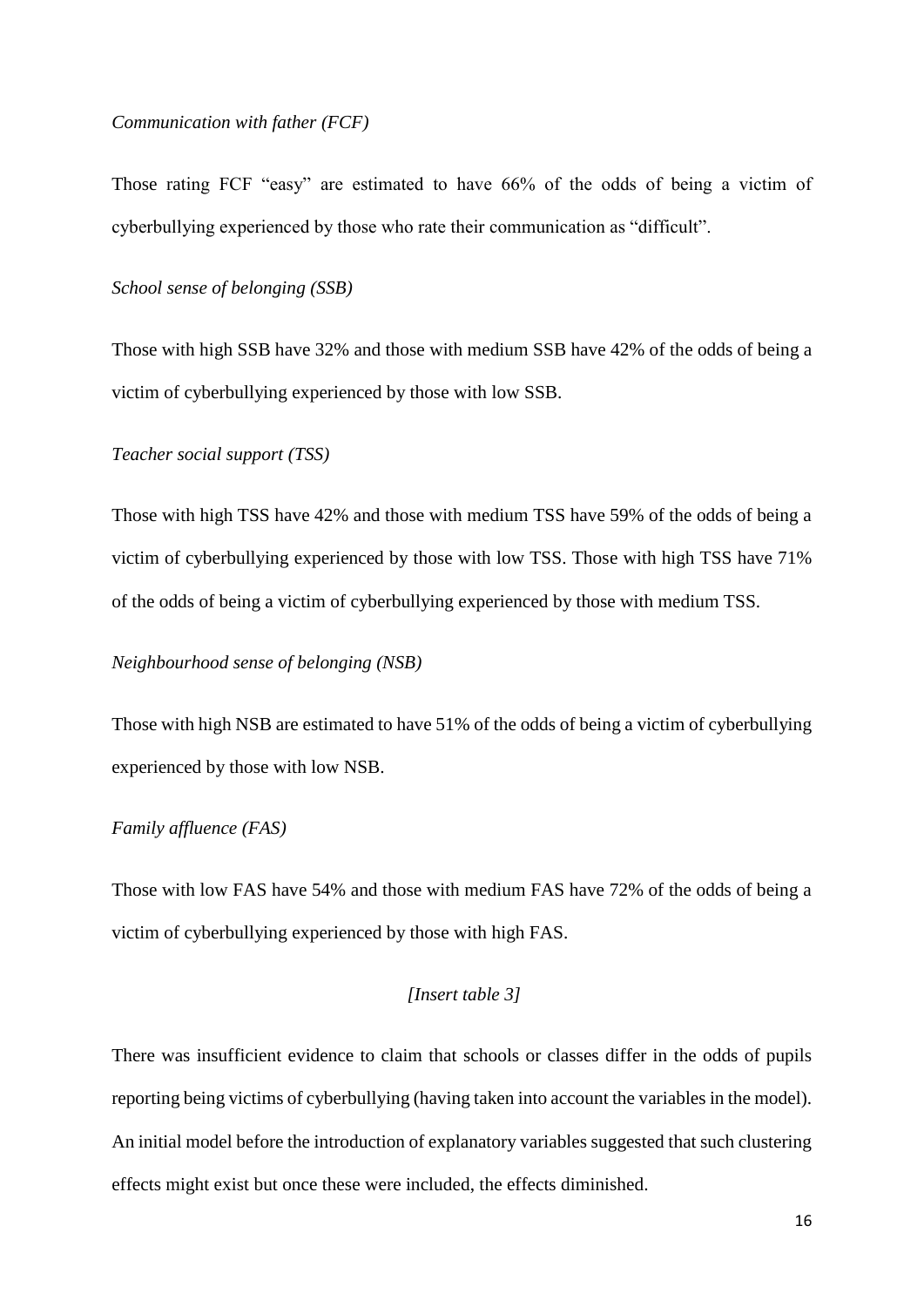*Communication with father (FCF)*

Those rating FCF "easy" are estimated to have 66% of the odds of being a victim of cyberbullying experienced by those who rate their communication as "difficult".

*School sense of belonging (SSB)*

Those with high SSB have 32% and those with medium SSB have 42% of the odds of being a victim of cyberbullying experienced by those with low SSB.

*Teacher social support (TSS)*

Those with high TSS have 42% and those with medium TSS have 59% of the odds of being a victim of cyberbullying experienced by those with low TSS. Those with high TSS have 71% of the odds of being a victim of cyberbullying experienced by those with medium TSS.

*Neighbourhood sense of belonging (NSB)*

Those with high NSB are estimated to have 51% of the odds of being a victim of cyberbullying experienced by those with low NSB.

*Family affluence (FAS)*

Those with low FAS have 54% and those with medium FAS have 72% of the odds of being a victim of cyberbullying experienced by those with high FAS.

*[Insert table 3]*

There was insufficient evidence to claim that schools or classes differ in the odds of pupils reporting being victims of cyberbullying (having taken into account the variables in the model). An initial model before the introduction of explanatory variables suggested that such clustering effects might exist but once these were included, the effects diminished.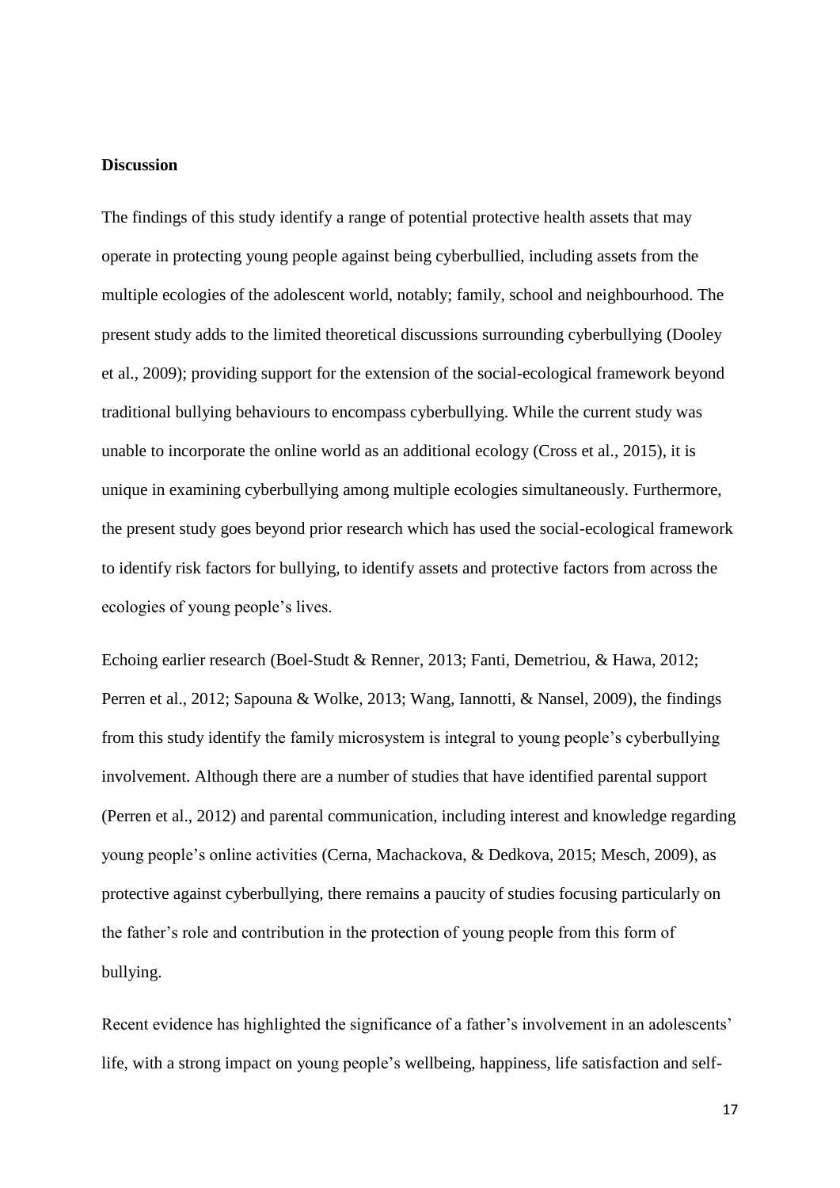**Discussion**

The findings of this study identify a range of potential protective health assets that may operate in protecting young people against being cyberbullied, including assets from the multiple ecologies of the adolescent world, notably; family, school and neighbourhood. The present study adds to the limited theoretical discussions surrounding cyberbullying (Dooley et al., 2009); providing support for the extension of the social-ecological framework beyond traditional bullying behaviours to encompass cyberbullying. While the current study was unable to incorporate the online world as an additional ecology (Cross et al., 2015), it is unique in examining cyberbullying among multiple ecologies simultaneously. Furthermore, the present study goes beyond prior research which has used the social-ecological framework to identify risk factors for bullying, to identify assets and protective factors from across the ecologies of young people's lives.

Echoing earlier research (Boel-Studt & Renner, 2013; Fanti, Demetriou, & Hawa, 2012; Perren et al., 2012; Sapouna & Wolke, 2013; Wang, Iannotti, & Nansel, 2009), the findings from this study identify the family microsystem is integral to young people's cyberbullying involvement. Although there are a number of studies that have identified parental support (Perren et al., 2012) and parental communication, including interest and knowledge regarding young people's online activities (Cerna, Machackova, & Dedkova, 2015; Mesch, 2009), as protective against cyberbullying, there remains a paucity of studies focusing particularly on the father's role and contribution in the protection of young people from this form of bullying.

Recent evidence has highlighted the significance of a father's involvement in an adolescents' life, with a strong impact on young people's wellbeing, happiness, life satisfaction and self-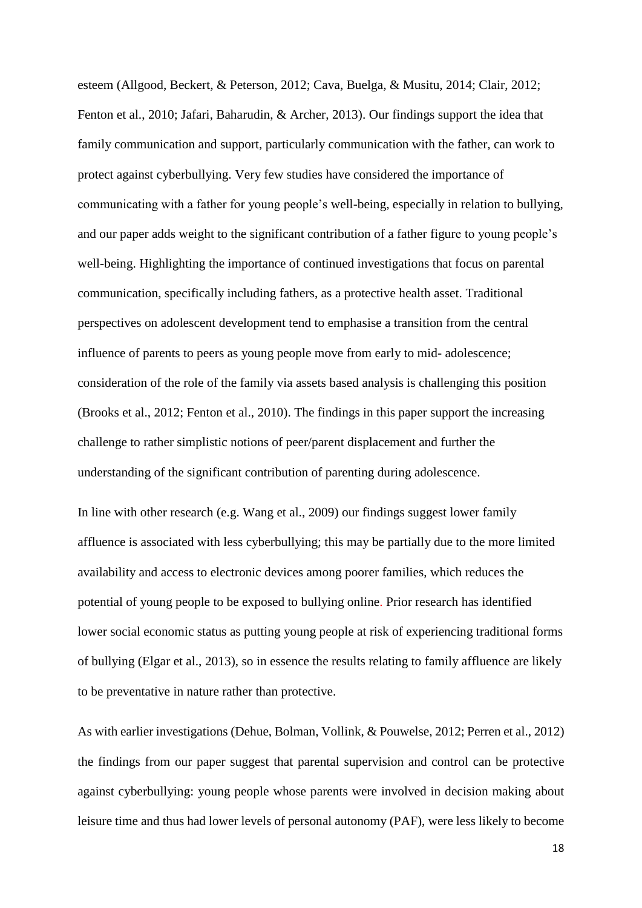esteem (Allgood, Beckert, & Peterson, 2012; Cava, Buelga, & Musitu, 2014; Clair, 2012; Fenton et al., 2010; Jafari, Baharudin, & Archer, 2013). Our findings support the idea that family communication and support, particularly communication with the father, can work to protect against cyberbullying. Very few studies have considered the importance of communicating with a father for young people's well-being, especially in relation to bullying, and our paper adds weight to the significant contribution of a father figure to young people's well-being. Highlighting the importance of continued investigations that focus on parental communication, specifically including fathers, as a protective health asset. Traditional perspectives on adolescent development tend to emphasise a transition from the central influence of parents to peers as young people move from early to mid- adolescence; consideration of the role of the family via assets based analysis is challenging this position (Brooks et al., 2012; Fenton et al., 2010). The findings in this paper support the increasing challenge to rather simplistic notions of peer/parent displacement and further the understanding of the significant contribution of parenting during adolescence.

In line with other research (e.g. Wang et al., 2009) our findings suggest lower family affluence is associated with less cyberbullying; this may be partially due to the more limited availability and access to electronic devices among poorer families, which reduces the potential of young people to be exposed to bullying online. Prior research has identified lower social economic status as putting young people at risk of experiencing traditional forms of bullying (Elgar et al., 2013), so in essence the results relating to family affluence are likely to be preventative in nature rather than protective.

As with earlier investigations (Dehue, Bolman, Vollink, & Pouwelse, 2012; Perren et al., 2012) the findings from our paper suggest that parental supervision and control can be protective against cyberbullying: young people whose parents were involved in decision making about leisure time and thus had lower levels of personal autonomy (PAF), were less likely to become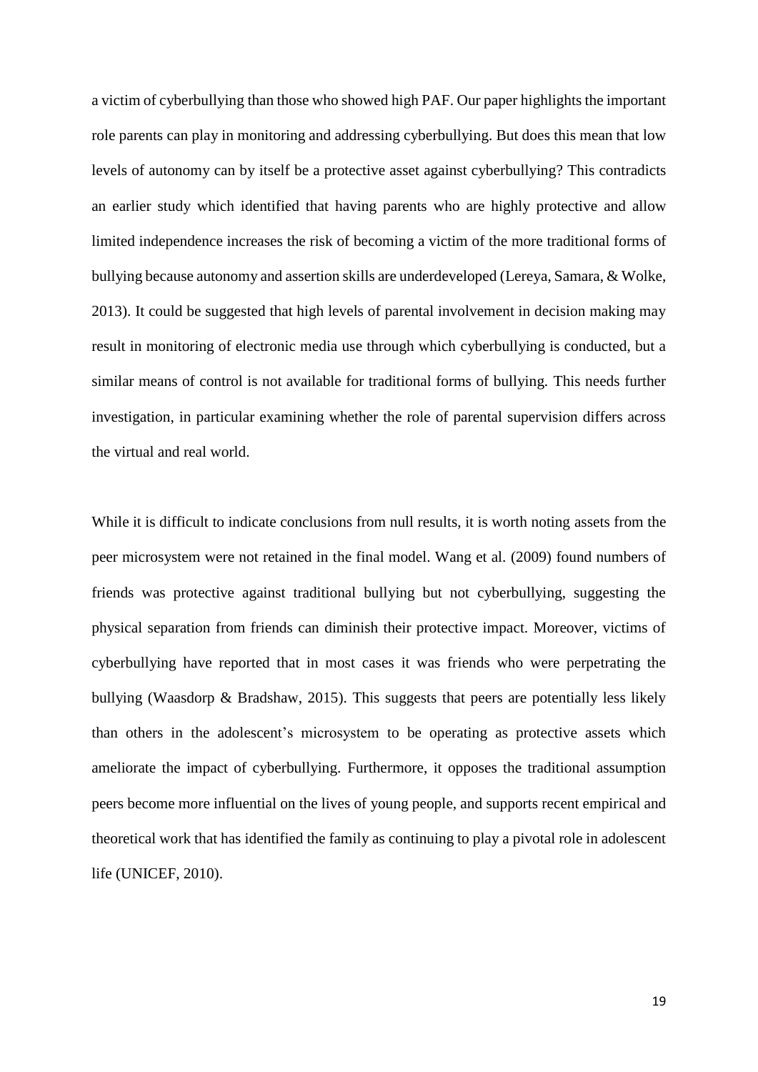a victim of cyberbullying than those who showed high PAF. Our paper highlights the important role parents can play in monitoring and addressing cyberbullying. But does this mean that low levels of autonomy can by itself be a protective asset against cyberbullying? This contradicts an earlier study which identified that having parents who are highly protective and allow limited independence increases the risk of becoming a victim of the more traditional forms of bullying because autonomy and assertion skills are underdeveloped (Lereya, Samara, & Wolke, 2013). It could be suggested that high levels of parental involvement in decision making may result in monitoring of electronic media use through which cyberbullying is conducted, but a similar means of control is not available for traditional forms of bullying. This needs further investigation, in particular examining whether the role of parental supervision differs across the virtual and real world.

While it is difficult to indicate conclusions from null results, it is worth noting assets from the peer microsystem were not retained in the final model. Wang et al. (2009) found numbers of friends was protective against traditional bullying but not cyberbullying, suggesting the physical separation from friends can diminish their protective impact. Moreover, victims of cyberbullying have reported that in most cases it was friends who were perpetrating the bullying (Waasdorp & Bradshaw, 2015). This suggests that peers are potentially less likely than others in the adolescent's microsystem to be operating as protective assets which ameliorate the impact of cyberbullying. Furthermore, it opposes the traditional assumption peers become more influential on the lives of young people, and supports recent empirical and theoretical work that has identified the family as continuing to play a pivotal role in adolescent life (UNICEF, 2010).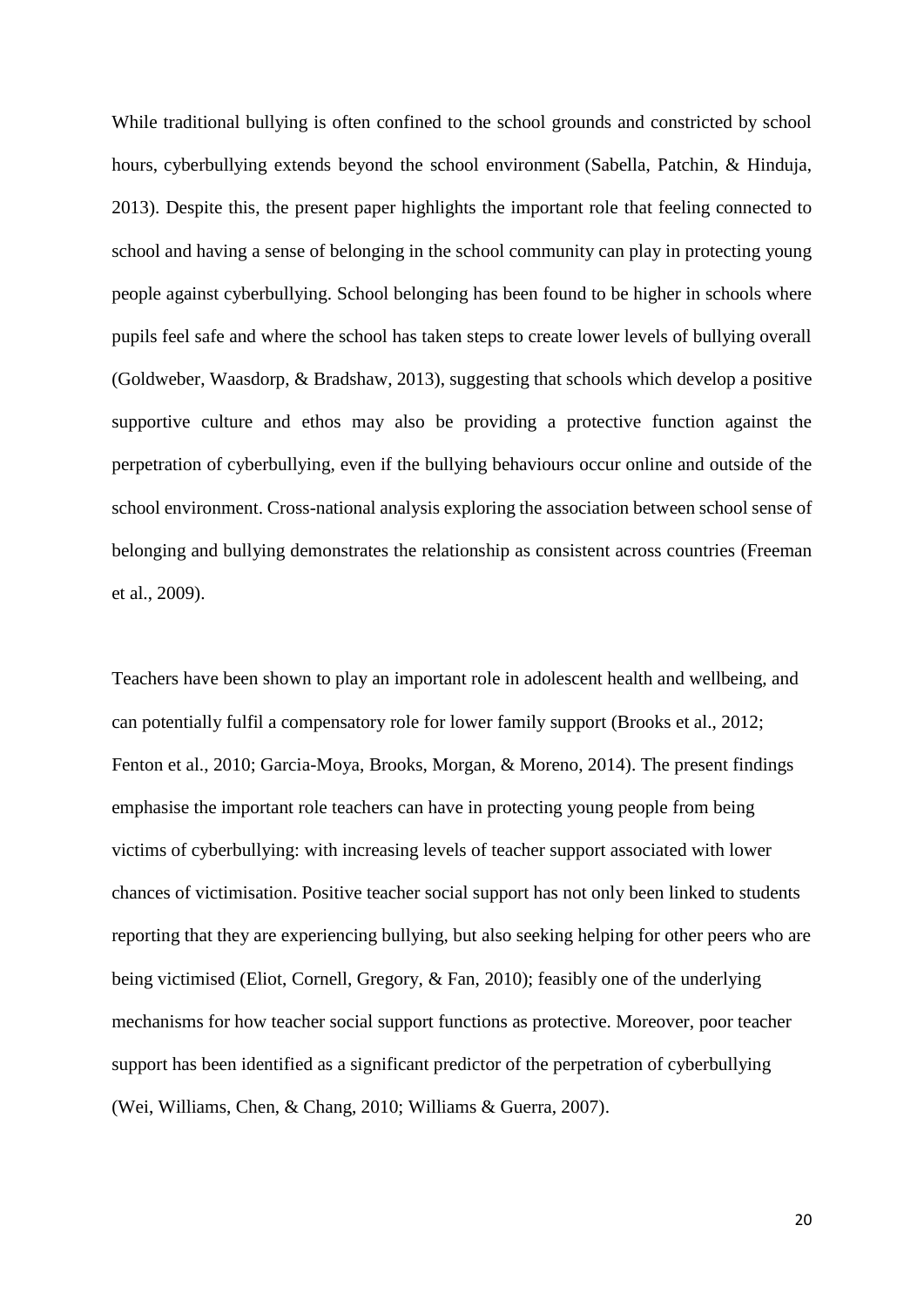While traditional bullying is often confined to the school grounds and constricted by school hours, cyberbullying extends beyond the school environment (Sabella, Patchin, & Hinduja, 2013). Despite this, the present paper highlights the important role that feeling connected to school and having a sense of belonging in the school community can play in protecting young people against cyberbullying. School belonging has been found to be higher in schools where pupils feel safe and where the school has taken steps to create lower levels of bullying overall (Goldweber, Waasdorp, & Bradshaw, 2013), suggesting that schools which develop a positive supportive culture and ethos may also be providing a protective function against the perpetration of cyberbullying, even if the bullying behaviours occur online and outside of the school environment. Cross-national analysis exploring the association between school sense of belonging and bullying demonstrates the relationship as consistent across countries (Freeman et al., 2009).

Teachers have been shown to play an important role in adolescent health and wellbeing, and can potentially fulfil a compensatory role for lower family support (Brooks et al., 2012; Fenton et al., 2010; Garcia-Moya, Brooks, Morgan, & Moreno, 2014). The present findings emphasise the important role teachers can have in protecting young people from being victims of cyberbullying: with increasing levels of teacher support associated with lower chances of victimisation. Positive teacher social support has not only been linked to students reporting that they are experiencing bullying, but also seeking helping for other peers who are being victimised (Eliot, Cornell, Gregory, & Fan, 2010); feasibly one of the underlying mechanisms for how teacher social support functions as protective. Moreover, poor teacher support has been identified as a significant predictor of the perpetration of cyberbullying (Wei, Williams, Chen, & Chang, 2010; Williams & Guerra, 2007).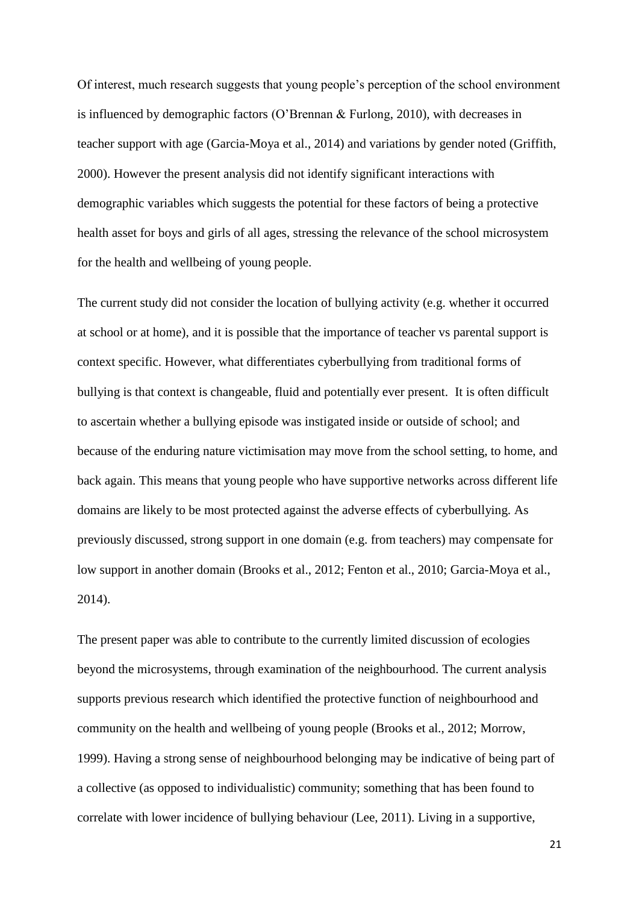Of interest, much research suggests that young people's perception of the school environment is influenced by demographic factors (O'Brennan & Furlong, 2010), with decreases in teacher support with age (Garcia-Moya et al., 2014) and variations by gender noted (Griffith, 2000). However the present analysis did not identify significant interactions with demographic variables which suggests the potential for these factors of being a protective health asset for boys and girls of all ages, stressing the relevance of the school microsystem for the health and wellbeing of young people.

The current study did not consider the location of bullying activity (e.g. whether it occurred at school or at home), and it is possible that the importance of teacher vs parental support is context specific. However, what differentiates cyberbullying from traditional forms of bullying is that context is changeable, fluid and potentially ever present. It is often difficult to ascertain whether a bullying episode was instigated inside or outside of school; and because of the enduring nature victimisation may move from the school setting, to home, and back again. This means that young people who have supportive networks across different life domains are likely to be most protected against the adverse effects of cyberbullying. As previously discussed, strong support in one domain (e.g. from teachers) may compensate for low support in another domain (Brooks et al., 2012; Fenton et al., 2010; Garcia-Moya et al., 2014).

The present paper was able to contribute to the currently limited discussion of ecologies beyond the microsystems, through examination of the neighbourhood. The current analysis supports previous research which identified the protective function of neighbourhood and community on the health and wellbeing of young people (Brooks et al., 2012; Morrow, 1999). Having a strong sense of neighbourhood belonging may be indicative of being part of a collective (as opposed to individualistic) community; something that has been found to correlate with lower incidence of bullying behaviour (Lee, 2011). Living in a supportive,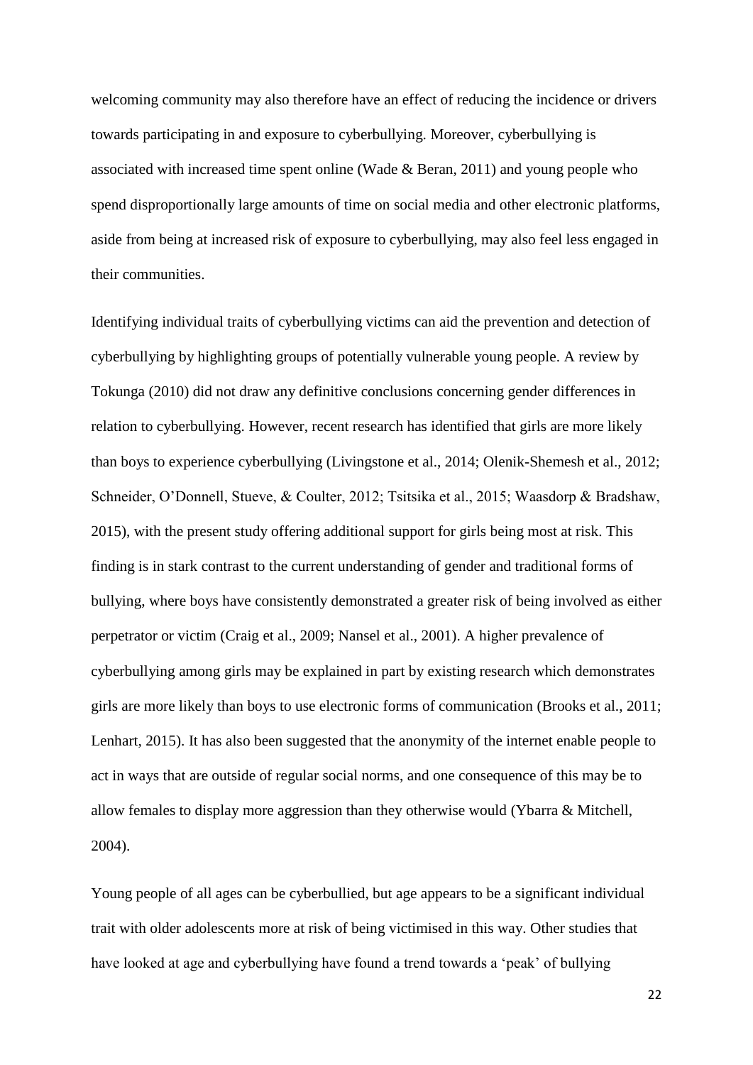welcoming community may also therefore have an effect of reducing the incidence or drivers towards participating in and exposure to cyberbullying. Moreover, cyberbullying is associated with increased time spent online (Wade & Beran, 2011) and young people who spend disproportionally large amounts of time on social media and other electronic platforms, aside from being at increased risk of exposure to cyberbullying, may also feel less engaged in their communities.

Identifying individual traits of cyberbullying victims can aid the prevention and detection of cyberbullying by highlighting groups of potentially vulnerable young people. A review by Tokunga (2010) did not draw any definitive conclusions concerning gender differences in relation to cyberbullying. However, recent research has identified that girls are more likely than boys to experience cyberbullying (Livingstone et al., 2014; Olenik-Shemesh et al., 2012; Schneider, O'Donnell, Stueve, & Coulter, 2012; Tsitsika et al., 2015; Waasdorp & Bradshaw, 2015), with the present study offering additional support for girls being most at risk. This finding is in stark contrast to the current understanding of gender and traditional forms of bullying, where boys have consistently demonstrated a greater risk of being involved as either perpetrator or victim (Craig et al., 2009; Nansel et al., 2001). A higher prevalence of cyberbullying among girls may be explained in part by existing research which demonstrates girls are more likely than boys to use electronic forms of communication (Brooks et al., 2011; Lenhart, 2015). It has also been suggested that the anonymity of the internet enable people to act in ways that are outside of regular social norms, and one consequence of this may be to allow females to display more aggression than they otherwise would (Ybarra & Mitchell, 2004).

Young people of all ages can be cyberbullied, but age appears to be a significant individual trait with older adolescents more at risk of being victimised in this way. Other studies that have looked at age and cyberbullying have found a trend towards a 'peak' of bullying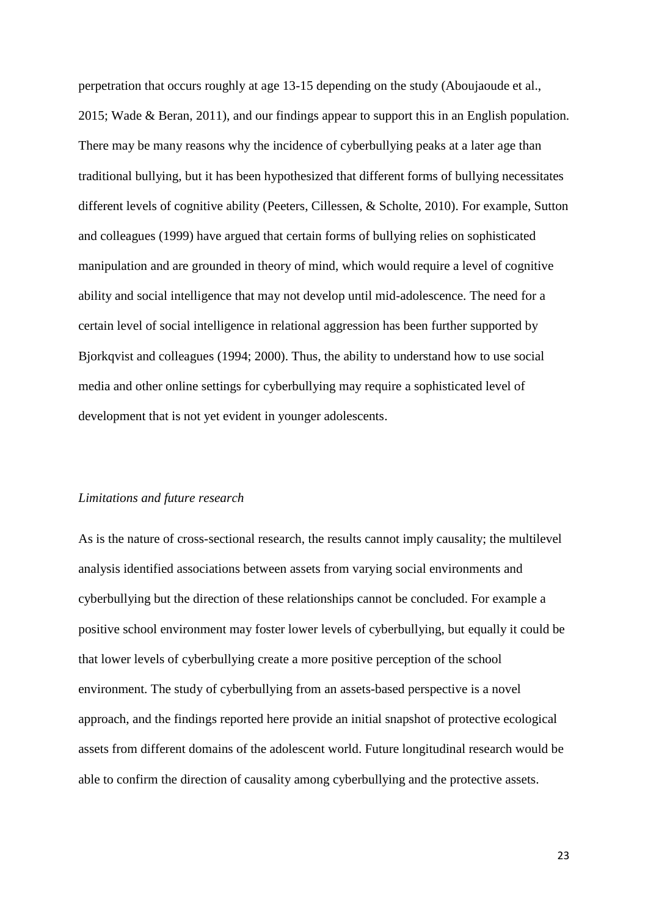perpetration that occurs roughly at age 13-15 depending on the study (Aboujaoude et al., 2015; Wade & Beran, 2011), and our findings appear to support this in an English population. There may be many reasons why the incidence of cyberbullying peaks at a later age than traditional bullying, but it has been hypothesized that different forms of bullying necessitates different levels of cognitive ability (Peeters, Cillessen, & Scholte, 2010). For example, Sutton and colleagues (1999) have argued that certain forms of bullying relies on sophisticated manipulation and are grounded in theory of mind, which would require a level of cognitive ability and social intelligence that may not develop until mid-adolescence. The need for a certain level of social intelligence in relational aggression has been further supported by Bjorkqvist and colleagues (1994; 2000). Thus, the ability to understand how to use social media and other online settings for cyberbullying may require a sophisticated level of development that is not yet evident in younger adolescents.

*Limitations and future research*

As is the nature of cross-sectional research, the results cannot imply causality; the multilevel analysis identified associations between assets from varying social environments and cyberbullying but the direction of these relationships cannot be concluded. For example a positive school environment may foster lower levels of cyberbullying, but equally it could be that lower levels of cyberbullying create a more positive perception of the school environment. The study of cyberbullying from an assets-based perspective is a novel approach, and the findings reported here provide an initial snapshot of protective ecological assets from different domains of the adolescent world. Future longitudinal research would be able to confirm the direction of causality among cyberbullying and the protective assets.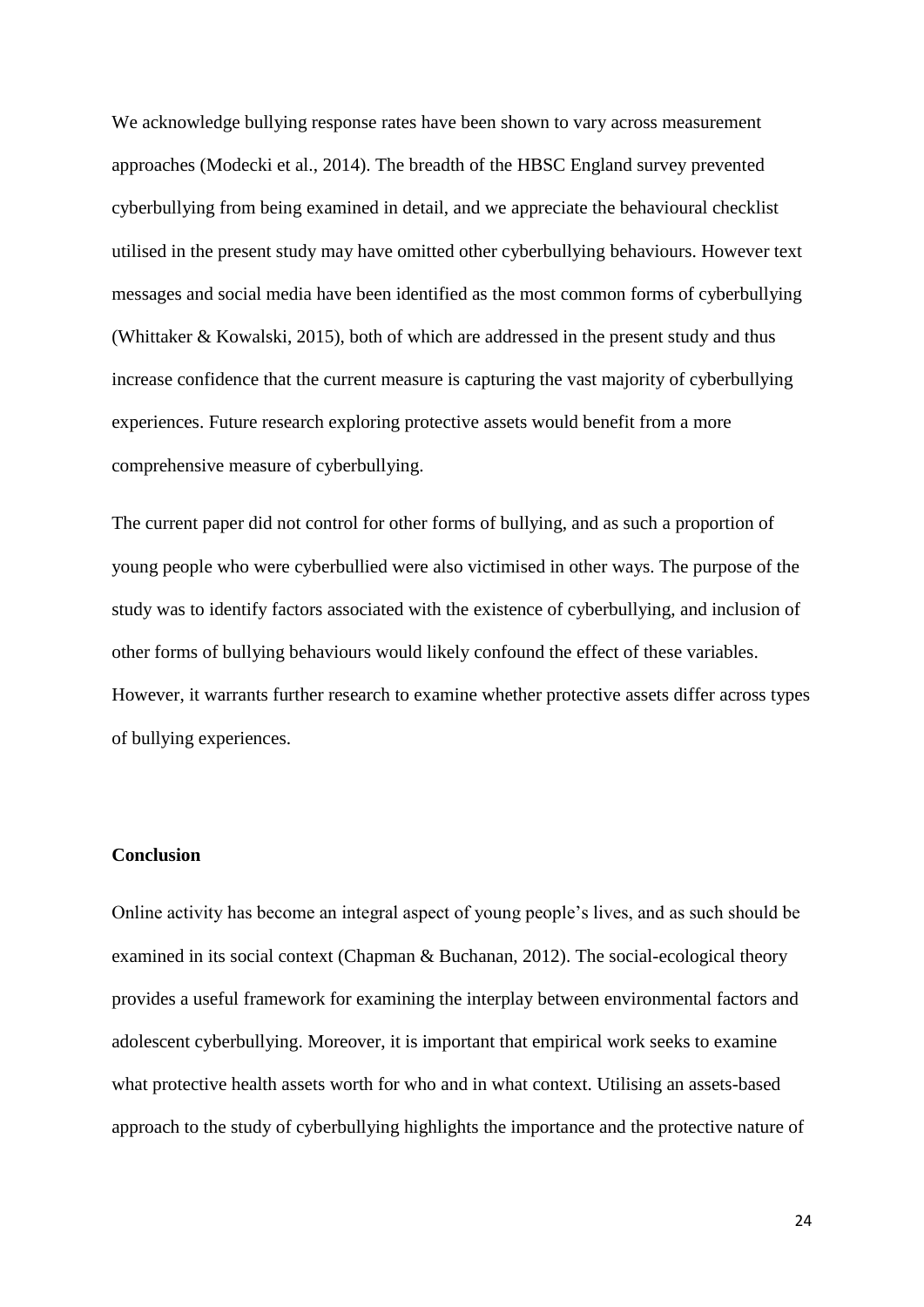We acknowledge bullying response rates have been shown to vary across measurement approaches (Modecki et al., 2014). The breadth of the HBSC England survey prevented cyberbullying from being examined in detail, and we appreciate the behavioural checklist utilised in the present study may have omitted other cyberbullying behaviours. However text messages and social media have been identified as the most common forms of cyberbullying (Whittaker & Kowalski, 2015), both of which are addressed in the present study and thus increase confidence that the current measure is capturing the vast majority of cyberbullying experiences. Future research exploring protective assets would benefit from a more comprehensive measure of cyberbullying.

The current paper did not control for other forms of bullying, and as such a proportion of young people who were cyberbullied were also victimised in other ways. The purpose of the study was to identify factors associated with the existence of cyberbullying, and inclusion of other forms of bullying behaviours would likely confound the effect of these variables. However, it warrants further research to examine whether protective assets differ across types of bullying experiences.

## Conclusion

Online activity has become an integral aspect of young people's lives, and as such should be examined in its social context (Chapman & Buchanan, 2012). The social-ecological theory provides a useful framework for examining the interplay between environmental factors and adolescent cyberbullying. Moreover, it is important that empirical work seeks to examine what protective health assets worth for who and in what context. Utilising an assets-based approach to the study of cyberbullying highlights the importance and the protective nature of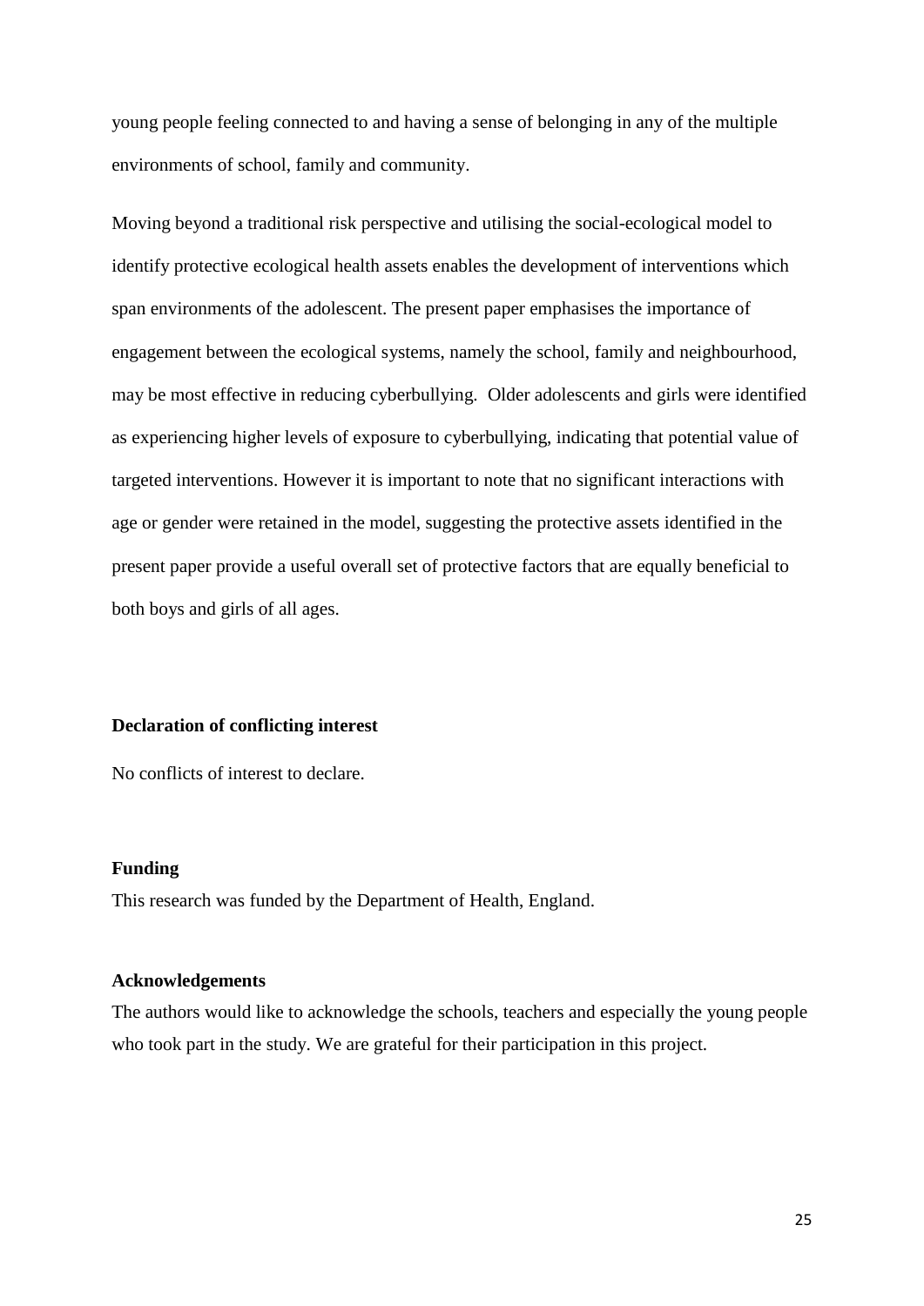young people feeling connected to and having a sense of belonging in any of the multiple environments of school, family and community.

Moving beyond a traditional risk perspective and utilising the social-ecological model to identify protective ecological health assets enables the development of interventions which span environments of the adolescent. The present paper emphasises the importance of engagement between the ecological systems, namely the school, family and neighbourhood, may be most effective in reducing cyberbullying. Older adolescents and girls were identified as experiencing higher levels of exposure to cyberbullying, indicating that potential value of targeted interventions. However it is important to note that no significant interactions with age or gender were retained in the model, suggesting the protective assets identified in the present paper provide a useful overall set of protective factors that are equally beneficial to both boys and girls of all ages.

**Declaration of conflicting interest**

No conflicts of interest to declare.

**Funding**

This research was funded by the Department of Health, England.

**Acknowledgements**

The authors would like to acknowledge the schools, teachers and especially the young people who took part in the study. We are grateful for their participation in this project.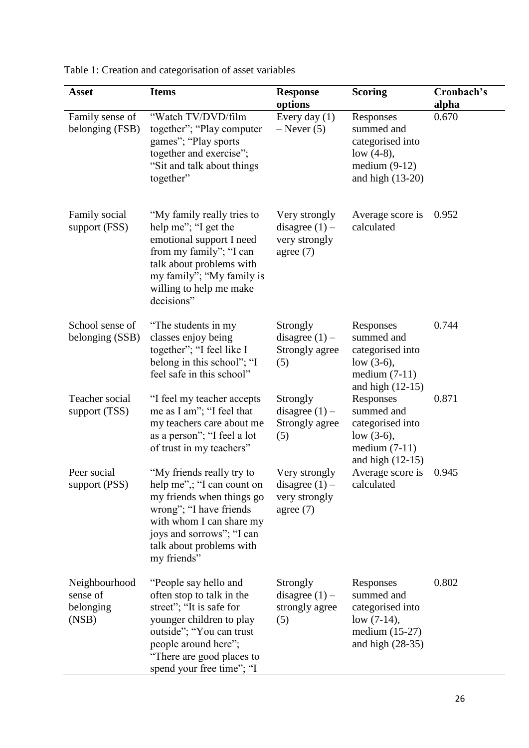Table 1: Creation and categorisation of asset variables

| Asset | Items | Response options | Scoring | Cronbach's alpha |
|---|---|---|---|---|
| Family sense of belonging (FSB) | "Watch TV/DVD/film together"; "Play computer games"; "Play sports together and exercise"; "Sit and talk about things together" | Every day (1) – Never (5) | Responses summed and categorised into low (4-8), medium (9-12) and high (13-20) | 0.670 |
| Family social support (FSS) | "My family really tries to help me"; "I get the emotional support I need from my family"; "I can talk about problems with my family"; "My family is willing to help me make decisions" | Very strongly disagree (1) – very strongly agree (7) | Average score is calculated | 0.952 |
| School sense of belonging (SSB) | "The students in my classes enjoy being together"; "I feel like I belong in this school"; "I feel safe in this school" | Strongly disagree (1) – Strongly agree (5) | Responses summed and categorised into low (3-6), medium (7-11) and high (12-15) | 0.744 |
| Teacher social support (TSS) | "I feel my teacher accepts me as I am"; "I feel that my teachers care about me as a person"; "I feel a lot of trust in my teachers" | Strongly disagree (1) – Strongly agree (5) | Responses summed and categorised into low (3-6), medium (7-11) and high (12-15) | 0.871 |
| Peer social support (PSS) | "My friends really try to help me",; "I can count on my friends when things go wrong"; "I have friends with whom I can share my joys and sorrows"; "I can talk about problems with my friends" | Very strongly disagree (1) – very strongly agree (7) | Average score is calculated | 0.945 |
| Neighbourhood sense of belonging (NSB) | "People say hello and often stop to talk in the street"; "It is safe for younger children to play outside"; "You can trust people around here"; "There are good places to spend your free time"; "I | Strongly disagree (1) – strongly agree (5) | Responses summed and categorised into low (7-14), medium (15-27) and high (28-35) | 0.802 |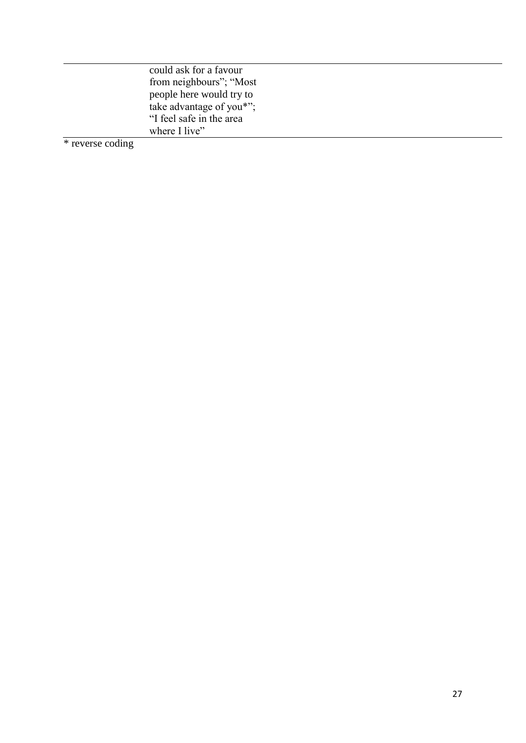| | |
|---|---|
| | could ask for a favour from neighbours"; "Most people here would try to take advantage of you*"; "I feel safe in the area where I live" |

* reverse coding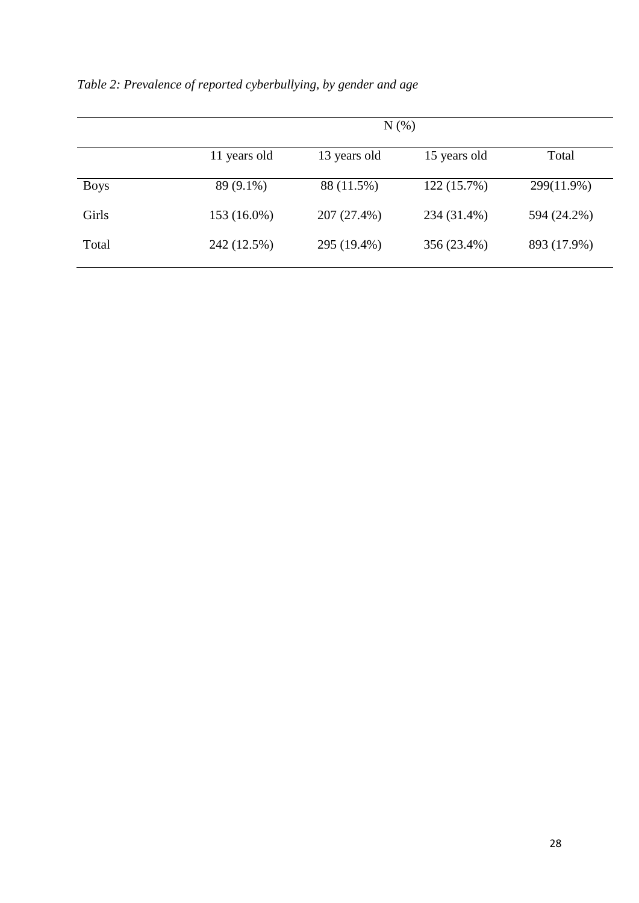*Table 2: Prevalence of reported cyberbullying, by gender and age*

| | N (%) | | | |
|---|---|---|---|---|
| | 11 years old | 13 years old | 15 years old | Total |
| Boys | 89 (9.1%) | 88 (11.5%) | 122 (15.7%) | 299(11.9%) |
| Girls | 153 (16.0%) | 207 (27.4%) | 234 (31.4%) | 594 (24.2%) |
| Total | 242 (12.5%) | 295 (19.4%) | 356 (23.4%) | 893 (17.9%) |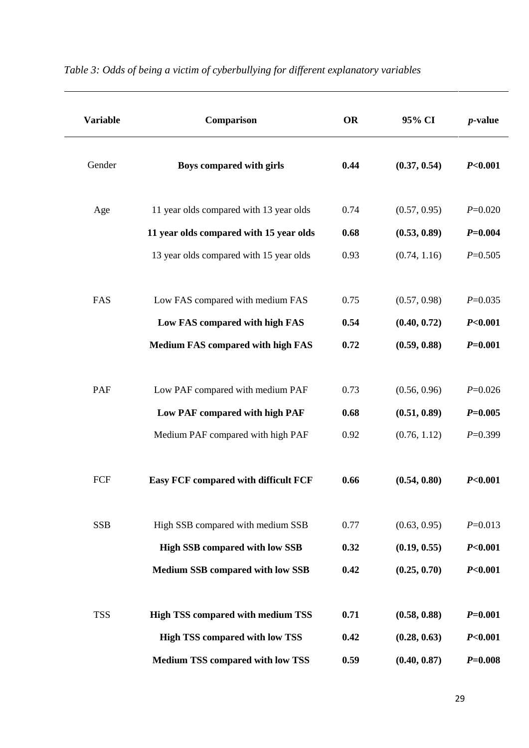*Table 3: Odds of being a victim of cyberbullying for different explanatory variables*

| Variable | Comparison | OR | 95% CI | *p*-value |
|---|---|---|---|---|
| Gender | **Boys compared with girls** | **0.44** | **(0.37, 0.54)** | ***P*<0.001** |
| Age | 11 year olds compared with 13 year olds | 0.74 | (0.57, 0.95) | *P*=0.020 |
| | **11 year olds compared with 15 year olds** | **0.68** | **(0.53, 0.89)** | ***P*=0.004** |
| | 13 year olds compared with 15 year olds | 0.93 | (0.74, 1.16) | *P*=0.505 |
| FAS | Low FAS compared with medium FAS | 0.75 | (0.57, 0.98) | *P*=0.035 |
| | **Low FAS compared with high FAS** | **0.54** | **(0.40, 0.72)** | ***P*<0.001** |
| | **Medium FAS compared with high FAS** | **0.72** | **(0.59, 0.88)** | ***P*=0.001** |
| PAF | Low PAF compared with medium PAF | 0.73 | (0.56, 0.96) | *P*=0.026 |
| | **Low PAF compared with high PAF** | **0.68** | **(0.51, 0.89)** | ***P*=0.005** |
| | Medium PAF compared with high PAF | 0.92 | (0.76, 1.12) | *P*=0.399 |
| FCF | **Easy FCF compared with difficult FCF** | **0.66** | **(0.54, 0.80)** | ***P*<0.001** |
| SSB | High SSB compared with medium SSB | 0.77 | (0.63, 0.95) | *P*=0.013 |
| | **High SSB compared with low SSB** | **0.32** | **(0.19, 0.55)** | ***P*<0.001** |
| | **Medium SSB compared with low SSB** | **0.42** | **(0.25, 0.70)** | ***P*<0.001** |
| TSS | **High TSS compared with medium TSS** | **0.71** | **(0.58, 0.88)** | ***P*=0.001** |
| | **High TSS compared with low TSS** | **0.42** | **(0.28, 0.63)** | ***P*<0.001** |
| | **Medium TSS compared with low TSS** | **0.59** | **(0.40, 0.87)** | ***P*=0.008** |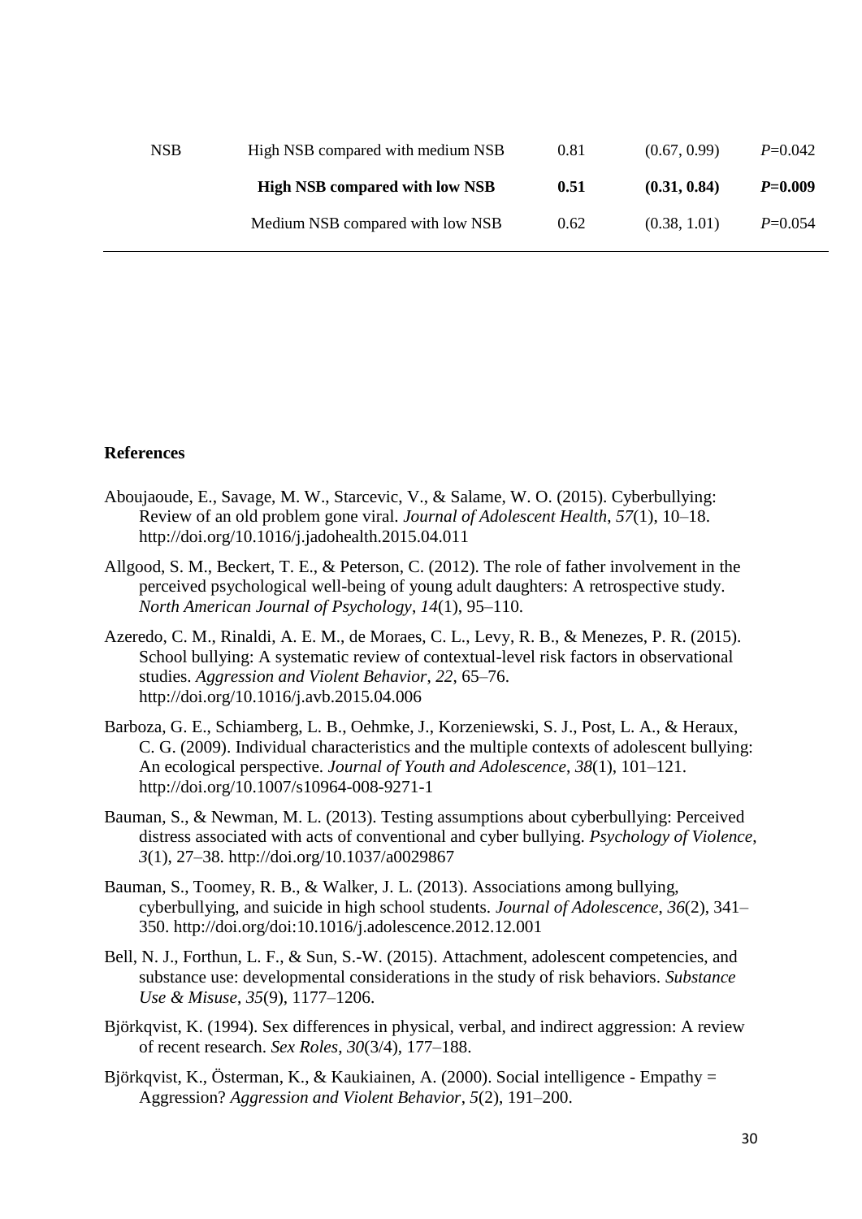| | | | | |
|---|---|---|---|---|
| NSB | High NSB compared with medium NSB | 0.81 | (0.67, 0.99) | *P*=0.042 |
| | **High NSB compared with low NSB** | **0.51** | **(0.31, 0.84)** | ***P*=0.009** |
| | Medium NSB compared with low NSB | 0.62 | (0.38, 1.01) | *P*=0.054 |

**References**

Aboujaoude, E., Savage, M. W., Starcevic, V., & Salame, W. O. (2015). Cyberbullying: Review of an old problem gone viral. *Journal of Adolescent Health*, *57*(1), 10–18. http://doi.org/10.1016/j.jadohealth.2015.04.011

Allgood, S. M., Beckert, T. E., & Peterson, C. (2012). The role of father involvement in the perceived psychological well-being of young adult daughters: A retrospective study. *North American Journal of Psychology*, *14*(1), 95–110.

Azeredo, C. M., Rinaldi, A. E. M., de Moraes, C. L., Levy, R. B., & Menezes, P. R. (2015). School bullying: A systematic review of contextual-level risk factors in observational studies. *Aggression and Violent Behavior*, *22*, 65–76. http://doi.org/10.1016/j.avb.2015.04.006

Barboza, G. E., Schiamberg, L. B., Oehmke, J., Korzeniewski, S. J., Post, L. A., & Heraux, C. G. (2009). Individual characteristics and the multiple contexts of adolescent bullying: An ecological perspective. *Journal of Youth and Adolescence*, *38*(1), 101–121. http://doi.org/10.1007/s10964-008-9271-1

Bauman, S., & Newman, M. L. (2013). Testing assumptions about cyberbullying: Perceived distress associated with acts of conventional and cyber bullying. *Psychology of Violence*, *3*(1), 27–38. http://doi.org/10.1037/a0029867

Bauman, S., Toomey, R. B., & Walker, J. L. (2013). Associations among bullying, cyberbullying, and suicide in high school students. *Journal of Adolescence*, *36*(2), 341–350. http://doi.org/doi:10.1016/j.adolescence.2012.12.001

Bell, N. J., Forthun, L. F., & Sun, S.-W. (2015). Attachment, adolescent competencies, and substance use: developmental considerations in the study of risk behaviors. *Substance Use & Misuse*, *35*(9), 1177–1206.

Björkqvist, K. (1994). Sex differences in physical, verbal, and indirect aggression: A review of recent research. *Sex Roles*, *30*(3/4), 177–188.

Björkqvist, K., Österman, K., & Kaukiainen, A. (2000). Social intelligence - Empathy = Aggression? *Aggression and Violent Behavior*, *5*(2), 191–200.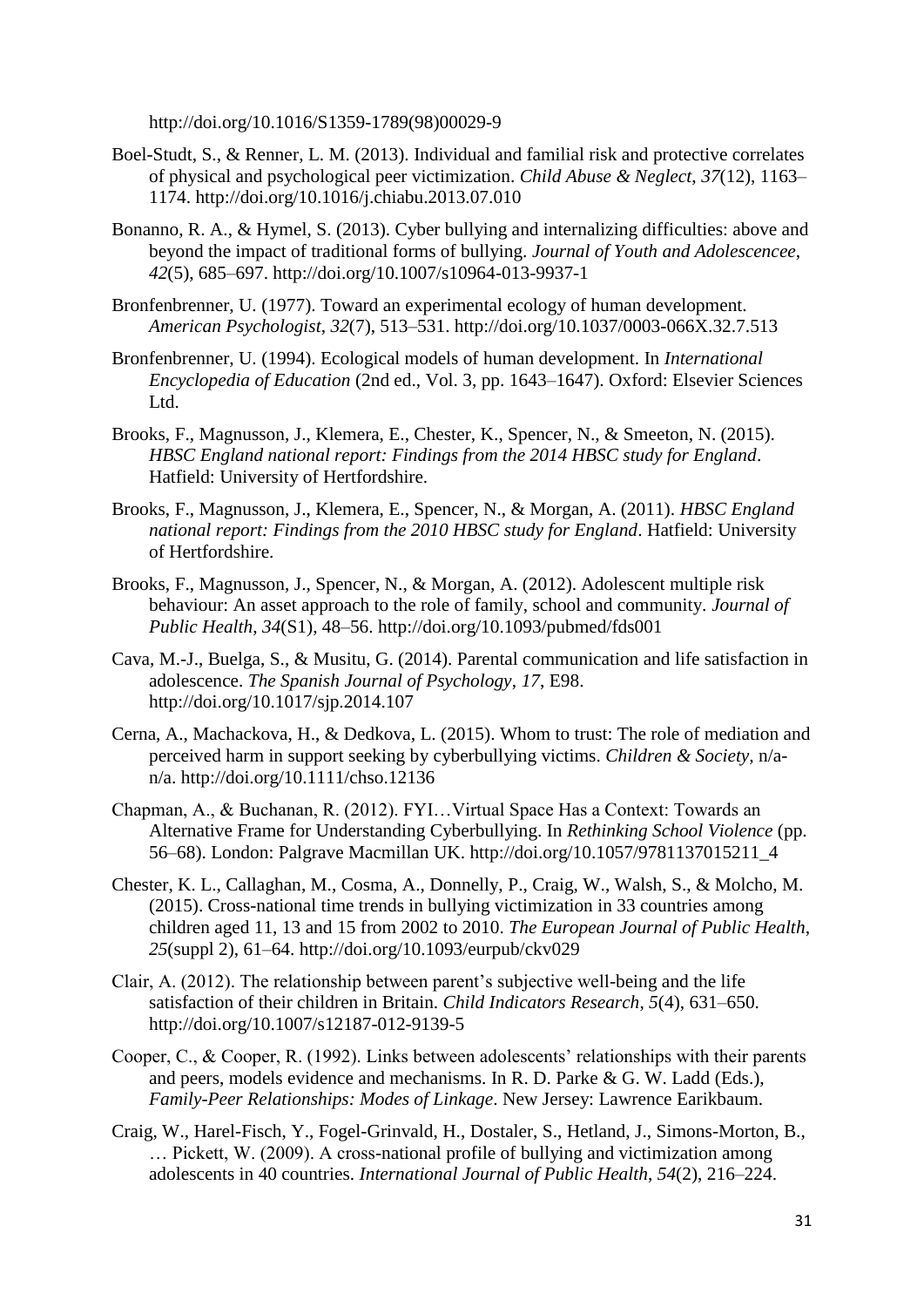http://doi.org/10.1016/S1359-1789(98)00029-9

Boel-Studt, S., & Renner, L. M. (2013). Individual and familial risk and protective correlates of physical and psychological peer victimization. *Child Abuse & Neglect*, *37*(12), 1163–1174. http://doi.org/10.1016/j.chiabu.2013.07.010

Bonanno, R. A., & Hymel, S. (2013). Cyber bullying and internalizing difficulties: above and beyond the impact of traditional forms of bullying. *Journal of Youth and Adolescencee*, *42*(5), 685–697. http://doi.org/10.1007/s10964-013-9937-1

Bronfenbrenner, U. (1977). Toward an experimental ecology of human development. *American Psychologist*, *32*(7), 513–531. http://doi.org/10.1037/0003-066X.32.7.513

Bronfenbrenner, U. (1994). Ecological models of human development. In *International Encyclopedia of Education* (2nd ed., Vol. 3, pp. 1643–1647). Oxford: Elsevier Sciences Ltd.

Brooks, F., Magnusson, J., Klemera, E., Chester, K., Spencer, N., & Smeeton, N. (2015). *HBSC England national report: Findings from the 2014 HBSC study for England*. Hatfield: University of Hertfordshire.

Brooks, F., Magnusson, J., Klemera, E., Spencer, N., & Morgan, A. (2011). *HBSC England national report: Findings from the 2010 HBSC study for England*. Hatfield: University of Hertfordshire.

Brooks, F., Magnusson, J., Spencer, N., & Morgan, A. (2012). Adolescent multiple risk behaviour: An asset approach to the role of family, school and community. *Journal of Public Health*, *34*(S1), 48–56. http://doi.org/10.1093/pubmed/fds001

Cava, M.-J., Buelga, S., & Musitu, G. (2014). Parental communication and life satisfaction in adolescence. *The Spanish Journal of Psychology*, *17*, E98. http://doi.org/10.1017/sjp.2014.107

Cerna, A., Machackova, H., & Dedkova, L. (2015). Whom to trust: The role of mediation and perceived harm in support seeking by cyberbullying victims. *Children & Society*, n/a-n/a. http://doi.org/10.1111/chso.12136

Chapman, A., & Buchanan, R. (2012). FYI…Virtual Space Has a Context: Towards an Alternative Frame for Understanding Cyberbullying. In *Rethinking School Violence* (pp. 56–68). London: Palgrave Macmillan UK. http://doi.org/10.1057/9781137015211_4

Chester, K. L., Callaghan, M., Cosma, A., Donnelly, P., Craig, W., Walsh, S., & Molcho, M. (2015). Cross-national time trends in bullying victimization in 33 countries among children aged 11, 13 and 15 from 2002 to 2010. *The European Journal of Public Health*, *25*(suppl 2), 61–64. http://doi.org/10.1093/eurpub/ckv029

Clair, A. (2012). The relationship between parent's subjective well-being and the life satisfaction of their children in Britain. *Child Indicators Research*, *5*(4), 631–650. http://doi.org/10.1007/s12187-012-9139-5

Cooper, C., & Cooper, R. (1992). Links between adolescents' relationships with their parents and peers, models evidence and mechanisms. In R. D. Parke & G. W. Ladd (Eds.), *Family-Peer Relationships: Modes of Linkage*. New Jersey: Lawrence Earikbaum.

Craig, W., Harel-Fisch, Y., Fogel-Grinvald, H., Dostaler, S., Hetland, J., Simons-Morton, B., … Pickett, W. (2009). A cross-national profile of bullying and victimization among adolescents in 40 countries. *International Journal of Public Health*, *54*(2), 216–224.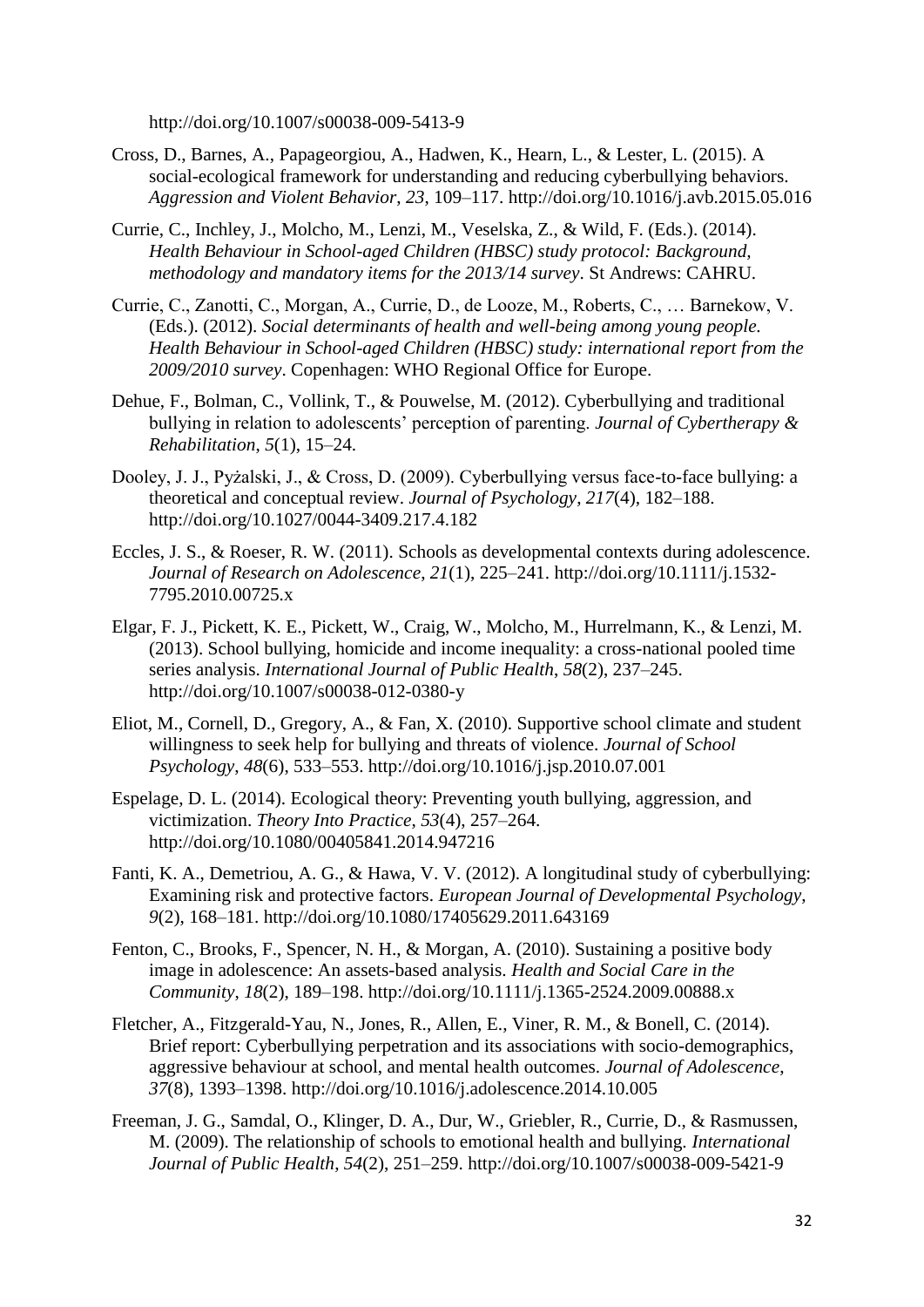http://doi.org/10.1007/s00038-009-5413-9

Cross, D., Barnes, A., Papageorgiou, A., Hadwen, K., Hearn, L., & Lester, L. (2015). A social-ecological framework for understanding and reducing cyberbullying behaviors. *Aggression and Violent Behavior*, *23*, 109–117. http://doi.org/10.1016/j.avb.2015.05.016

Currie, C., Inchley, J., Molcho, M., Lenzi, M., Veselska, Z., & Wild, F. (Eds.). (2014). *Health Behaviour in School-aged Children (HBSC) study protocol: Background, methodology and mandatory items for the 2013/14 survey*. St Andrews: CAHRU.

Currie, C., Zanotti, C., Morgan, A., Currie, D., de Looze, M., Roberts, C., … Barnekow, V. (Eds.). (2012). *Social determinants of health and well-being among young people. Health Behaviour in School-aged Children (HBSC) study: international report from the 2009/2010 survey*. Copenhagen: WHO Regional Office for Europe.

Dehue, F., Bolman, C., Vollink, T., & Pouwelse, M. (2012). Cyberbullying and traditional bullying in relation to adolescents' perception of parenting. *Journal of Cybertherapy & Rehabilitation*, *5*(1), 15–24.

Dooley, J. J., Pyżalski, J., & Cross, D. (2009). Cyberbullying versus face-to-face bullying: a theoretical and conceptual review. *Journal of Psychology*, *217*(4), 182–188. http://doi.org/10.1027/0044-3409.217.4.182

Eccles, J. S., & Roeser, R. W. (2011). Schools as developmental contexts during adolescence. *Journal of Research on Adolescence*, *21*(1), 225–241. http://doi.org/10.1111/j.1532-7795.2010.00725.x

Elgar, F. J., Pickett, K. E., Pickett, W., Craig, W., Molcho, M., Hurrelmann, K., & Lenzi, M. (2013). School bullying, homicide and income inequality: a cross-national pooled time series analysis. *International Journal of Public Health*, *58*(2), 237–245. http://doi.org/10.1007/s00038-012-0380-y

Eliot, M., Cornell, D., Gregory, A., & Fan, X. (2010). Supportive school climate and student willingness to seek help for bullying and threats of violence. *Journal of School Psychology*, *48*(6), 533–553. http://doi.org/10.1016/j.jsp.2010.07.001

Espelage, D. L. (2014). Ecological theory: Preventing youth bullying, aggression, and victimization. *Theory Into Practice*, *53*(4), 257–264. http://doi.org/10.1080/00405841.2014.947216

Fanti, K. A., Demetriou, A. G., & Hawa, V. V. (2012). A longitudinal study of cyberbullying: Examining risk and protective factors. *European Journal of Developmental Psychology*, *9*(2), 168–181. http://doi.org/10.1080/17405629.2011.643169

Fenton, C., Brooks, F., Spencer, N. H., & Morgan, A. (2010). Sustaining a positive body image in adolescence: An assets-based analysis. *Health and Social Care in the Community*, *18*(2), 189–198. http://doi.org/10.1111/j.1365-2524.2009.00888.x

Fletcher, A., Fitzgerald-Yau, N., Jones, R., Allen, E., Viner, R. M., & Bonell, C. (2014). Brief report: Cyberbullying perpetration and its associations with socio-demographics, aggressive behaviour at school, and mental health outcomes. *Journal of Adolescence*, *37*(8), 1393–1398. http://doi.org/10.1016/j.adolescence.2014.10.005

Freeman, J. G., Samdal, O., Klinger, D. A., Dur, W., Griebler, R., Currie, D., & Rasmussen, M. (2009). The relationship of schools to emotional health and bullying. *International Journal of Public Health*, *54*(2), 251–259. http://doi.org/10.1007/s00038-009-5421-9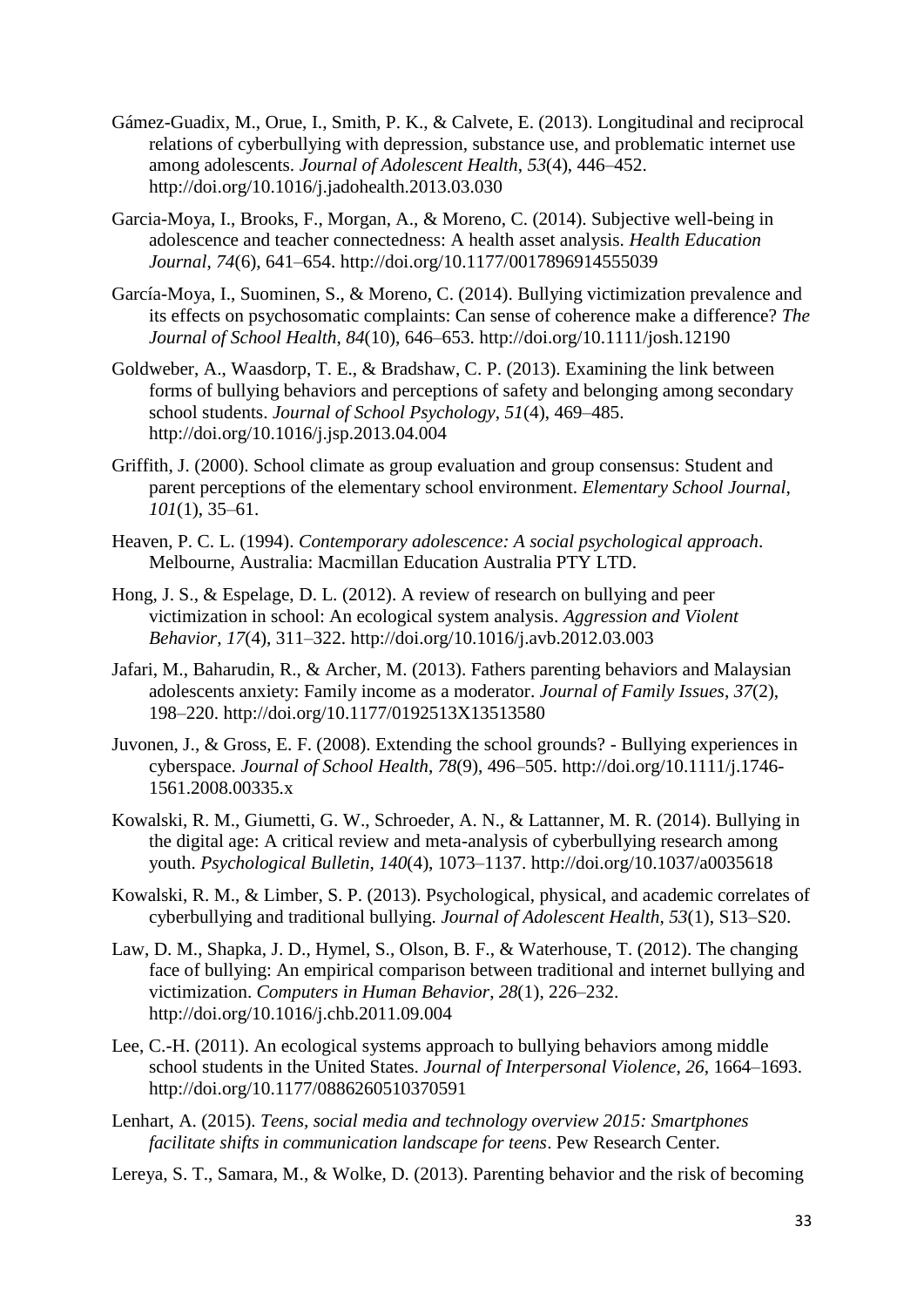Gámez-Guadix, M., Orue, I., Smith, P. K., & Calvete, E. (2013). Longitudinal and reciprocal relations of cyberbullying with depression, substance use, and problematic internet use among adolescents. *Journal of Adolescent Health*, *53*(4), 446–452. http://doi.org/10.1016/j.jadohealth.2013.03.030

Garcia-Moya, I., Brooks, F., Morgan, A., & Moreno, C. (2014). Subjective well-being in adolescence and teacher connectedness: A health asset analysis. *Health Education Journal*, *74*(6), 641–654. http://doi.org/10.1177/0017896914555039

García-Moya, I., Suominen, S., & Moreno, C. (2014). Bullying victimization prevalence and its effects on psychosomatic complaints: Can sense of coherence make a difference? *The Journal of School Health*, *84*(10), 646–653. http://doi.org/10.1111/josh.12190

Goldweber, A., Waasdorp, T. E., & Bradshaw, C. P. (2013). Examining the link between forms of bullying behaviors and perceptions of safety and belonging among secondary school students. *Journal of School Psychology*, *51*(4), 469–485. http://doi.org/10.1016/j.jsp.2013.04.004

Griffith, J. (2000). School climate as group evaluation and group consensus: Student and parent perceptions of the elementary school environment. *Elementary School Journal*, *101*(1), 35–61.

Heaven, P. C. L. (1994). *Contemporary adolescence: A social psychological approach*. Melbourne, Australia: Macmillan Education Australia PTY LTD.

Hong, J. S., & Espelage, D. L. (2012). A review of research on bullying and peer victimization in school: An ecological system analysis. *Aggression and Violent Behavior*, *17*(4), 311–322. http://doi.org/10.1016/j.avb.2012.03.003

Jafari, M., Baharudin, R., & Archer, M. (2013). Fathers parenting behaviors and Malaysian adolescents anxiety: Family income as a moderator. *Journal of Family Issues*, *37*(2), 198–220. http://doi.org/10.1177/0192513X13513580

Juvonen, J., & Gross, E. F. (2008). Extending the school grounds? - Bullying experiences in cyberspace. *Journal of School Health*, *78*(9), 496–505. http://doi.org/10.1111/j.1746-1561.2008.00335.x

Kowalski, R. M., Giumetti, G. W., Schroeder, A. N., & Lattanner, M. R. (2014). Bullying in the digital age: A critical review and meta-analysis of cyberbullying research among youth. *Psychological Bulletin*, *140*(4), 1073–1137. http://doi.org/10.1037/a0035618

Kowalski, R. M., & Limber, S. P. (2013). Psychological, physical, and academic correlates of cyberbullying and traditional bullying. *Journal of Adolescent Health*, *53*(1), S13–S20.

Law, D. M., Shapka, J. D., Hymel, S., Olson, B. F., & Waterhouse, T. (2012). The changing face of bullying: An empirical comparison between traditional and internet bullying and victimization. *Computers in Human Behavior*, *28*(1), 226–232. http://doi.org/10.1016/j.chb.2011.09.004

Lee, C.-H. (2011). An ecological systems approach to bullying behaviors among middle school students in the United States. *Journal of Interpersonal Violence*, *26*, 1664–1693. http://doi.org/10.1177/0886260510370591

Lenhart, A. (2015). *Teens, social media and technology overview 2015: Smartphones facilitate shifts in communication landscape for teens*. Pew Research Center.

Lereya, S. T., Samara, M., & Wolke, D. (2013). Parenting behavior and the risk of becoming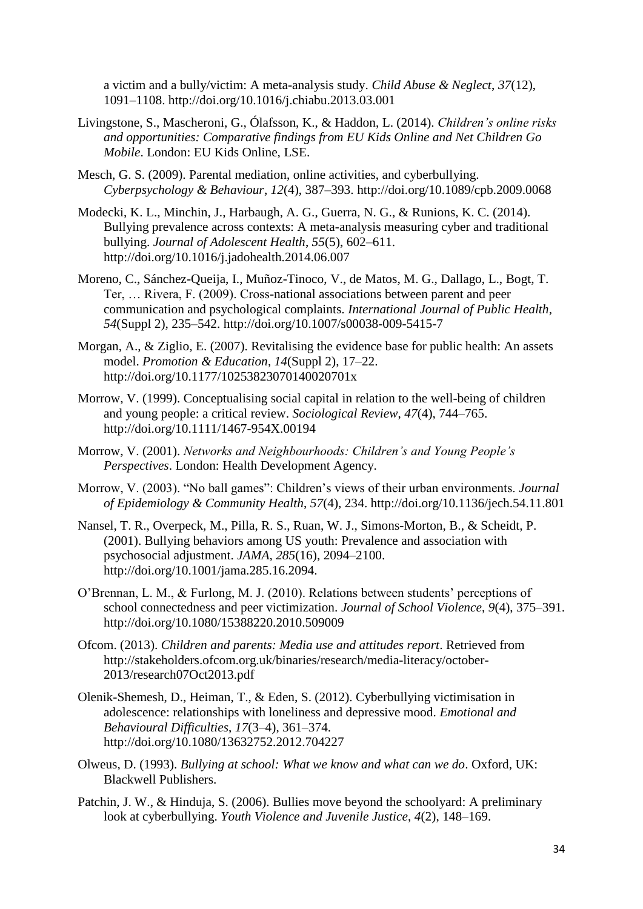a victim and a bully/victim: A meta-analysis study. *Child Abuse & Neglect*, *37*(12), 1091–1108. http://doi.org/10.1016/j.chiabu.2013.03.001

Livingstone, S., Mascheroni, G., Ólafsson, K., & Haddon, L. (2014). *Children's online risks and opportunities: Comparative findings from EU Kids Online and Net Children Go Mobile*. London: EU Kids Online, LSE.

Mesch, G. S. (2009). Parental mediation, online activities, and cyberbullying. *Cyberpsychology & Behaviour*, *12*(4), 387–393. http://doi.org/10.1089/cpb.2009.0068

Modecki, K. L., Minchin, J., Harbaugh, A. G., Guerra, N. G., & Runions, K. C. (2014). Bullying prevalence across contexts: A meta-analysis measuring cyber and traditional bullying. *Journal of Adolescent Health*, *55*(5), 602–611. http://doi.org/10.1016/j.jadohealth.2014.06.007

Moreno, C., Sánchez-Queija, I., Muñoz-Tinoco, V., de Matos, M. G., Dallago, L., Bogt, T. Ter, … Rivera, F. (2009). Cross-national associations between parent and peer communication and psychological complaints. *International Journal of Public Health*, *54*(Suppl 2), 235–542. http://doi.org/10.1007/s00038-009-5415-7

Morgan, A., & Ziglio, E. (2007). Revitalising the evidence base for public health: An assets model. *Promotion & Education*, *14*(Suppl 2), 17–22. http://doi.org/10.1177/10253823070140020701x

Morrow, V. (1999). Conceptualising social capital in relation to the well-being of children and young people: a critical review. *Sociological Review*, *47*(4), 744–765. http://doi.org/10.1111/1467-954X.00194

Morrow, V. (2001). *Networks and Neighbourhoods: Children's and Young People's Perspectives*. London: Health Development Agency.

Morrow, V. (2003). "No ball games": Children's views of their urban environments. *Journal of Epidemiology & Community Health*, *57*(4), 234. http://doi.org/10.1136/jech.54.11.801

Nansel, T. R., Overpeck, M., Pilla, R. S., Ruan, W. J., Simons-Morton, B., & Scheidt, P. (2001). Bullying behaviors among US youth: Prevalence and association with psychosocial adjustment. *JAMA*, *285*(16), 2094–2100. http://doi.org/10.1001/jama.285.16.2094.

O'Brennan, L. M., & Furlong, M. J. (2010). Relations between students' perceptions of school connectedness and peer victimization. *Journal of School Violence*, *9*(4), 375–391. http://doi.org/10.1080/15388220.2010.509009

Ofcom. (2013). *Children and parents: Media use and attitudes report*. Retrieved from http://stakeholders.ofcom.org.uk/binaries/research/media-literacy/october-2013/research07Oct2013.pdf

Olenik-Shemesh, D., Heiman, T., & Eden, S. (2012). Cyberbullying victimisation in adolescence: relationships with loneliness and depressive mood. *Emotional and Behavioural Difficulties*, *17*(3–4), 361–374. http://doi.org/10.1080/13632752.2012.704227

Olweus, D. (1993). *Bullying at school: What we know and what can we do*. Oxford, UK: Blackwell Publishers.

Patchin, J. W., & Hinduja, S. (2006). Bullies move beyond the schoolyard: A preliminary look at cyberbullying. *Youth Violence and Juvenile Justice*, *4*(2), 148–169.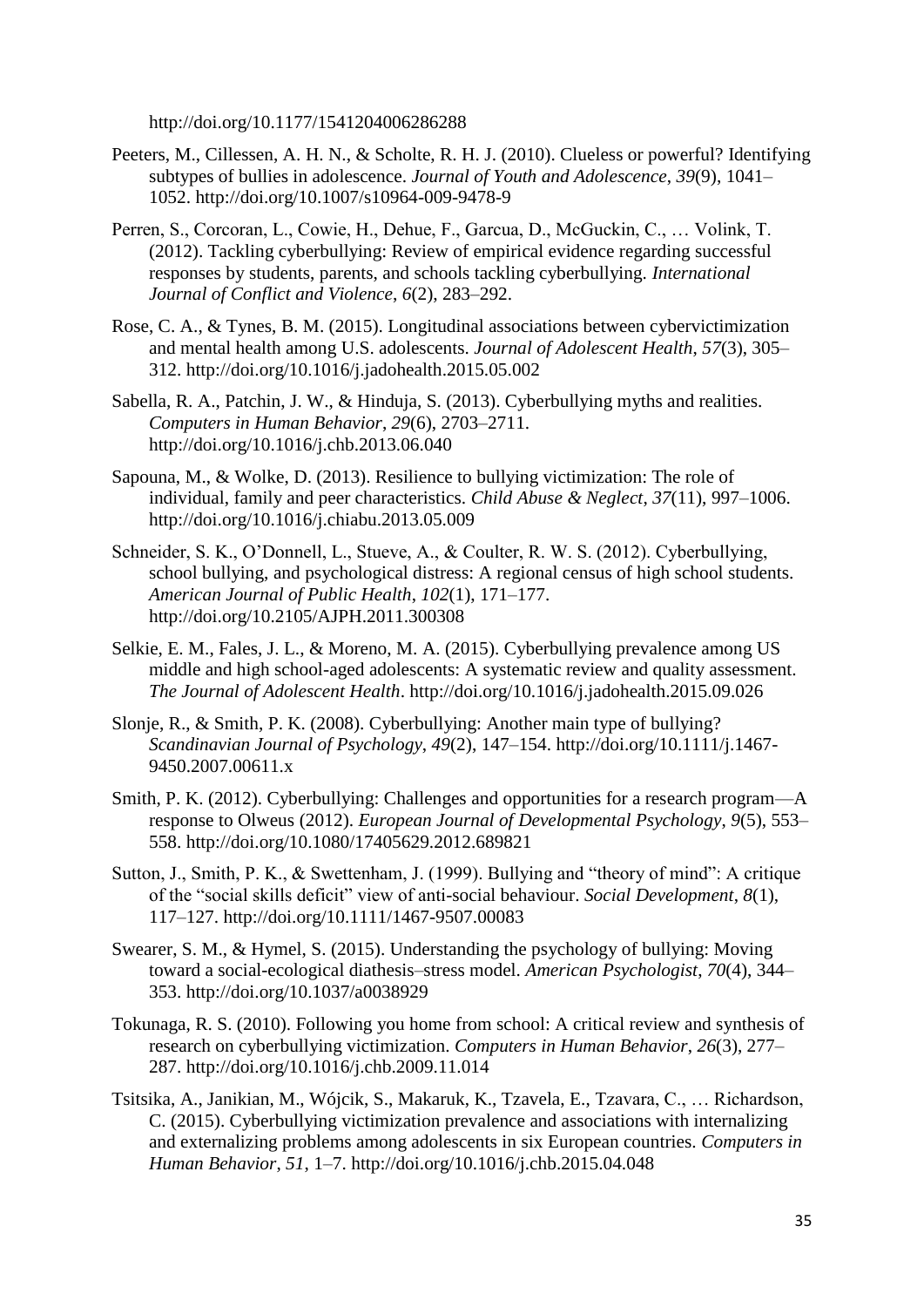http://doi.org/10.1177/1541204006286288

Peeters, M., Cillessen, A. H. N., & Scholte, R. H. J. (2010). Clueless or powerful? Identifying subtypes of bullies in adolescence. *Journal of Youth and Adolescence*, *39*(9), 1041–1052. http://doi.org/10.1007/s10964-009-9478-9

Perren, S., Corcoran, L., Cowie, H., Dehue, F., Garcua, D., McGuckin, C., … Volink, T. (2012). Tackling cyberbullying: Review of empirical evidence regarding successful responses by students, parents, and schools tackling cyberbullying. *International Journal of Conflict and Violence*, *6*(2), 283–292.

Rose, C. A., & Tynes, B. M. (2015). Longitudinal associations between cybervictimization and mental health among U.S. adolescents. *Journal of Adolescent Health*, *57*(3), 305–312. http://doi.org/10.1016/j.jadohealth.2015.05.002

Sabella, R. A., Patchin, J. W., & Hinduja, S. (2013). Cyberbullying myths and realities. *Computers in Human Behavior*, *29*(6), 2703–2711. http://doi.org/10.1016/j.chb.2013.06.040

Sapouna, M., & Wolke, D. (2013). Resilience to bullying victimization: The role of individual, family and peer characteristics. *Child Abuse & Neglect*, *37*(11), 997–1006. http://doi.org/10.1016/j.chiabu.2013.05.009

Schneider, S. K., O'Donnell, L., Stueve, A., & Coulter, R. W. S. (2012). Cyberbullying, school bullying, and psychological distress: A regional census of high school students. *American Journal of Public Health*, *102*(1), 171–177. http://doi.org/10.2105/AJPH.2011.300308

Selkie, E. M., Fales, J. L., & Moreno, M. A. (2015). Cyberbullying prevalence among US middle and high school-aged adolescents: A systematic review and quality assessment. *The Journal of Adolescent Health*. http://doi.org/10.1016/j.jadohealth.2015.09.026

Slonje, R., & Smith, P. K. (2008). Cyberbullying: Another main type of bullying? *Scandinavian Journal of Psychology*, *49*(2), 147–154. http://doi.org/10.1111/j.1467-9450.2007.00611.x

Smith, P. K. (2012). Cyberbullying: Challenges and opportunities for a research program—A response to Olweus (2012). *European Journal of Developmental Psychology*, *9*(5), 553–558. http://doi.org/10.1080/17405629.2012.689821

Sutton, J., Smith, P. K., & Swettenham, J. (1999). Bullying and "theory of mind": A critique of the "social skills deficit" view of anti-social behaviour. *Social Development*, *8*(1), 117–127. http://doi.org/10.1111/1467-9507.00083

Swearer, S. M., & Hymel, S. (2015). Understanding the psychology of bullying: Moving toward a social-ecological diathesis–stress model. *American Psychologist*, *70*(4), 344–353. http://doi.org/10.1037/a0038929

Tokunaga, R. S. (2010). Following you home from school: A critical review and synthesis of research on cyberbullying victimization. *Computers in Human Behavior*, *26*(3), 277–287. http://doi.org/10.1016/j.chb.2009.11.014

Tsitsika, A., Janikian, M., Wójcik, S., Makaruk, K., Tzavela, E., Tzavara, C., … Richardson, C. (2015). Cyberbullying victimization prevalence and associations with internalizing and externalizing problems among adolescents in six European countries. *Computers in Human Behavior*, *51*, 1–7. http://doi.org/10.1016/j.chb.2015.04.048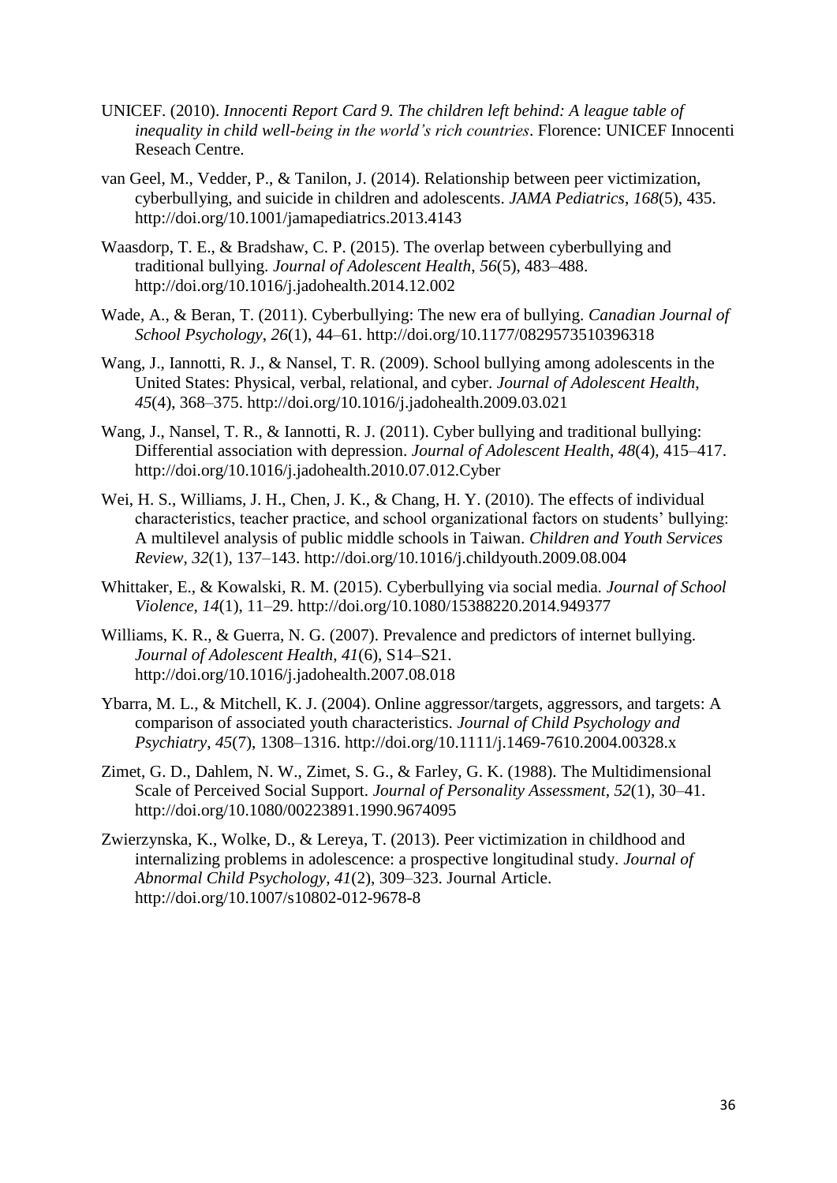UNICEF. (2010). *Innocenti Report Card 9. The children left behind: A league table of inequality in child well-being in the world's rich countries*. Florence: UNICEF Innocenti Reseach Centre.

van Geel, M., Vedder, P., & Tanilon, J. (2014). Relationship between peer victimization, cyberbullying, and suicide in children and adolescents. *JAMA Pediatrics*, *168*(5), 435. http://doi.org/10.1001/jamapediatrics.2013.4143

Waasdorp, T. E., & Bradshaw, C. P. (2015). The overlap between cyberbullying and traditional bullying. *Journal of Adolescent Health*, *56*(5), 483–488. http://doi.org/10.1016/j.jadohealth.2014.12.002

Wade, A., & Beran, T. (2011). Cyberbullying: The new era of bullying. *Canadian Journal of School Psychology*, *26*(1), 44–61. http://doi.org/10.1177/0829573510396318

Wang, J., Iannotti, R. J., & Nansel, T. R. (2009). School bullying among adolescents in the United States: Physical, verbal, relational, and cyber. *Journal of Adolescent Health*, *45*(4), 368–375. http://doi.org/10.1016/j.jadohealth.2009.03.021

Wang, J., Nansel, T. R., & Iannotti, R. J. (2011). Cyber bullying and traditional bullying: Differential association with depression. *Journal of Adolescent Health*, *48*(4), 415–417. http://doi.org/10.1016/j.jadohealth.2010.07.012.Cyber

Wei, H. S., Williams, J. H., Chen, J. K., & Chang, H. Y. (2010). The effects of individual characteristics, teacher practice, and school organizational factors on students' bullying: A multilevel analysis of public middle schools in Taiwan. *Children and Youth Services Review*, *32*(1), 137–143. http://doi.org/10.1016/j.childyouth.2009.08.004

Whittaker, E., & Kowalski, R. M. (2015). Cyberbullying via social media. *Journal of School Violence*, *14*(1), 11–29. http://doi.org/10.1080/15388220.2014.949377

Williams, K. R., & Guerra, N. G. (2007). Prevalence and predictors of internet bullying. *Journal of Adolescent Health*, *41*(6), S14–S21. http://doi.org/10.1016/j.jadohealth.2007.08.018

Ybarra, M. L., & Mitchell, K. J. (2004). Online aggressor/targets, aggressors, and targets: A comparison of associated youth characteristics. *Journal of Child Psychology and Psychiatry*, *45*(7), 1308–1316. http://doi.org/10.1111/j.1469-7610.2004.00328.x

Zimet, G. D., Dahlem, N. W., Zimet, S. G., & Farley, G. K. (1988). The Multidimensional Scale of Perceived Social Support. *Journal of Personality Assessment*, *52*(1), 30–41. http://doi.org/10.1080/00223891.1990.9674095

Zwierzynska, K., Wolke, D., & Lereya, T. (2013). Peer victimization in childhood and internalizing problems in adolescence: a prospective longitudinal study. *Journal of Abnormal Child Psychology*, *41*(2), 309–323. Journal Article. http://doi.org/10.1007/s10802-012-9678-8